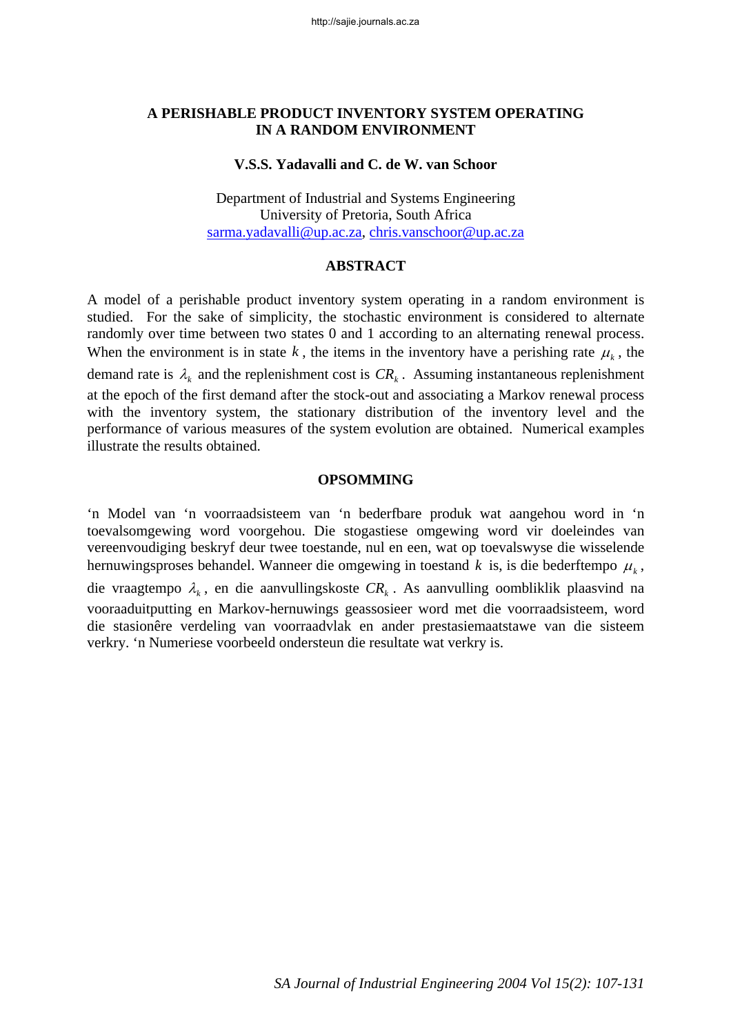# A PERISHABLE PRODUCT INVENTORY SYSTEM OPERATING IN A RANDOM ENVIRONMENT

**V.S.S. Yadavalli and C. de W. van Schoor**

Department of Industrial and Systems Engineering
University of Pretoria, South Africa
sarma.yadavalli@up.ac.za, chris.vanschoor@up.ac.za

## ABSTRACT

A model of a perishable product inventory system operating in a random environment is studied. For the sake of simplicity, the stochastic environment is considered to alternate randomly over time between two states 0 and 1 according to an alternating renewal process. When the environment is in state $k$, the items in the inventory have a perishing rate $\mu_k$, the demand rate is $\lambda_k$ and the replenishment cost is $CR_k$. Assuming instantaneous replenishment at the epoch of the first demand after the stock-out and associating a Markov renewal process with the inventory system, the stationary distribution of the inventory level and the performance of various measures of the system evolution are obtained. Numerical examples illustrate the results obtained.

## OPSOMMING

'n Model van 'n voorraadsisteem van 'n bederfbare produk wat aangehou word in 'n toevalsomgewing word voorgehou. Die stogastiese omgewing word vir doeleindes van vereenvoudiging beskryf deur twee toestande, nul en een, wat op toevalswyse die wisselende hernuwingsproses behandel. Wanneer die omgewing in toestand $k$ is, is die bederftempo $\mu_k$, die vraagtempo $\lambda_k$, en die aanvullingskoste $CR_k$. As aanvulling oombliklik plaasvind na vooraaduitputting en Markov-hernuwings geassosieer word met die voorraadsisteem, word die stasionêre verdeling van voorraadvlak en ander prestasiemaatstawe van die sisteem verkry. 'n Numeriese voorbeeld ondersteun die resultate wat verkry is.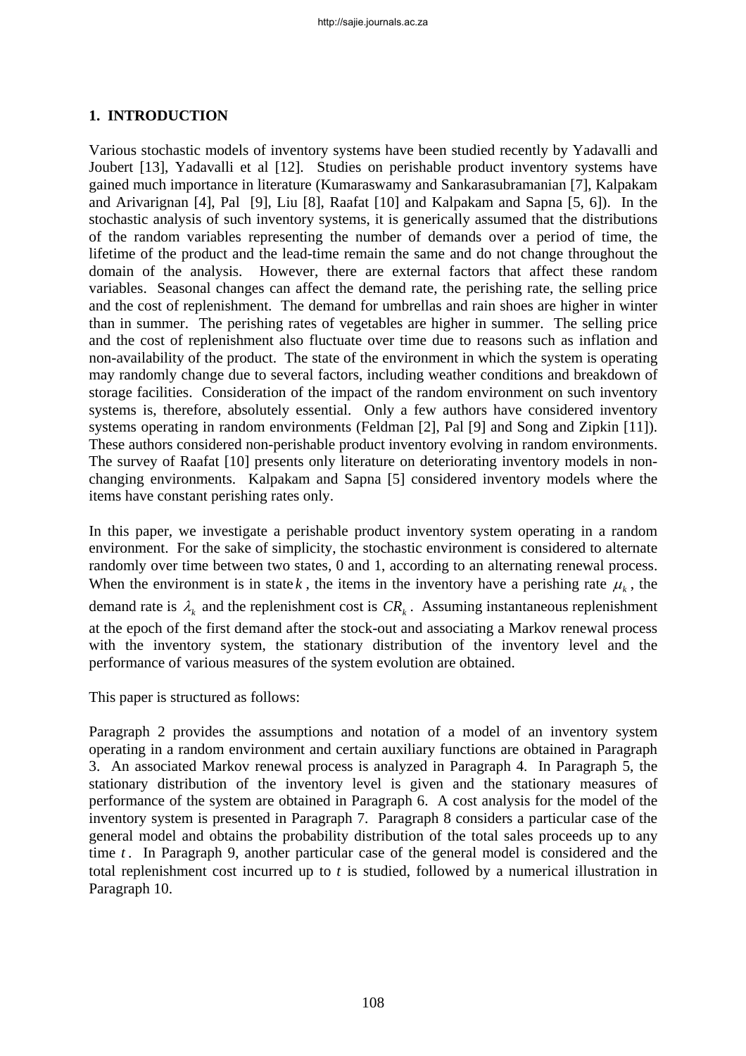## 1. INTRODUCTION

Various stochastic models of inventory systems have been studied recently by Yadavalli and Joubert [13], Yadavalli et al [12]. Studies on perishable product inventory systems have gained much importance in literature (Kumaraswamy and Sankarasubramanian [7], Kalpakam and Arivarignan [4], Pal [9], Liu [8], Raafat [10] and Kalpakam and Sapna [5, 6]). In the stochastic analysis of such inventory systems, it is generically assumed that the distributions of the random variables representing the number of demands over a period of time, the lifetime of the product and the lead-time remain the same and do not change throughout the domain of the analysis. However, there are external factors that affect these random variables. Seasonal changes can affect the demand rate, the perishing rate, the selling price and the cost of replenishment. The demand for umbrellas and rain shoes are higher in winter than in summer. The perishing rates of vegetables are higher in summer. The selling price and the cost of replenishment also fluctuate over time due to reasons such as inflation and non-availability of the product. The state of the environment in which the system is operating may randomly change due to several factors, including weather conditions and breakdown of storage facilities. Consideration of the impact of the random environment on such inventory systems is, therefore, absolutely essential. Only a few authors have considered inventory systems operating in random environments (Feldman [2], Pal [9] and Song and Zipkin [11]). These authors considered non-perishable product inventory evolving in random environments. The survey of Raafat [10] presents only literature on deteriorating inventory models in non-changing environments. Kalpakam and Sapna [5] considered inventory models where the items have constant perishing rates only.

In this paper, we investigate a perishable product inventory system operating in a random environment. For the sake of simplicity, the stochastic environment is considered to alternate randomly over time between two states, 0 and 1, according to an alternating renewal process. When the environment is in state $k$, the items in the inventory have a perishing rate $\mu_k$, the demand rate is $\lambda_k$ and the replenishment cost is $CR_k$. Assuming instantaneous replenishment at the epoch of the first demand after the stock-out and associating a Markov renewal process with the inventory system, the stationary distribution of the inventory level and the performance of various measures of the system evolution are obtained.

This paper is structured as follows:

Paragraph 2 provides the assumptions and notation of a model of an inventory system operating in a random environment and certain auxiliary functions are obtained in Paragraph 3. An associated Markov renewal process is analyzed in Paragraph 4. In Paragraph 5, the stationary distribution of the inventory level is given and the stationary measures of performance of the system are obtained in Paragraph 6. A cost analysis for the model of the inventory system is presented in Paragraph 7. Paragraph 8 considers a particular case of the general model and obtains the probability distribution of the total sales proceeds up to any time $t$. In Paragraph 9, another particular case of the general model is considered and the total replenishment cost incurred up to $t$ is studied, followed by a numerical illustration in Paragraph 10.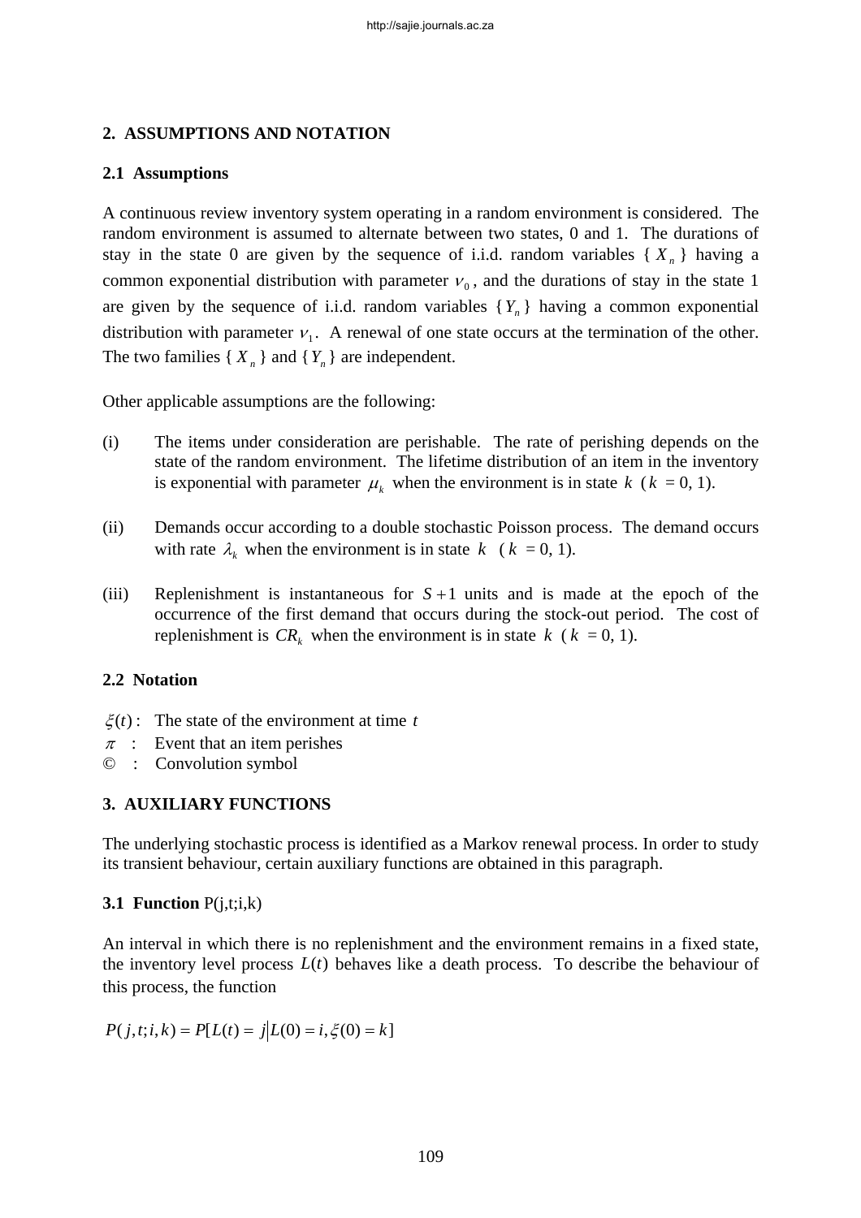## 2. ASSUMPTIONS AND NOTATION

### 2.1 Assumptions

A continuous review inventory system operating in a random environment is considered. The random environment is assumed to alternate between two states, 0 and 1. The durations of stay in the state 0 are given by the sequence of i.i.d. random variables $\{X_n\}$ having a common exponential distribution with parameter $\nu_0$, and the durations of stay in the state 1 are given by the sequence of i.i.d. random variables $\{Y_n\}$ having a common exponential distribution with parameter $\nu_1$. A renewal of one state occurs at the termination of the other. The two families $\{X_n\}$ and $\{Y_n\}$ are independent.

Other applicable assumptions are the following:

(i) The items under consideration are perishable. The rate of perishing depends on the state of the random environment. The lifetime distribution of an item in the inventory is exponential with parameter $\mu_k$ when the environment is in state $k$ ($k$ = 0, 1).

(ii) Demands occur according to a double stochastic Poisson process. The demand occurs with rate $\lambda_k$ when the environment is in state $k$ ($k$ = 0, 1).

(iii) Replenishment is instantaneous for $S+1$ units and is made at the epoch of the occurrence of the first demand that occurs during the stock-out period. The cost of replenishment is $CR_k$ when the environment is in state $k$ ($k$ = 0, 1).

### 2.2 Notation

$\xi(t)$ : The state of the environment at time $t$

$\pi$ : Event that an item perishes

© : Convolution symbol

## 3. AUXILIARY FUNCTIONS

The underlying stochastic process is identified as a Markov renewal process. In order to study its transient behaviour, certain auxiliary functions are obtained in this paragraph.

### 3.1 Function P(j,t;i,k)

An interval in which there is no replenishment and the environment remains in a fixed state, the inventory level process $L(t)$ behaves like a death process. To describe the behaviour of this process, the function

$$P(j,t;i,k) = P[L(t) = j \mid L(0) = i, \xi(0) = k]$$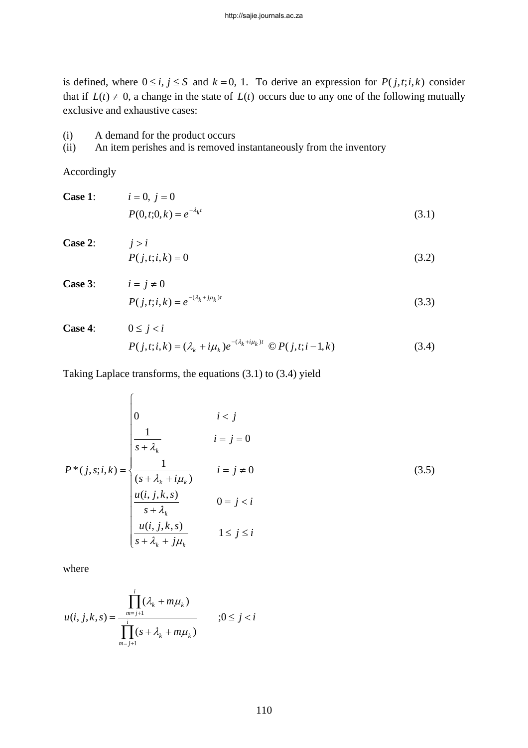is defined, where $0 \le i, j \le S$ and $k = 0, 1$. To derive an expression for $P(j,t;i,k)$ consider that if $L(t) \ne 0$, a change in the state of $L(t)$ occurs due to any one of the following mutually exclusive and exhaustive cases:

(i) A demand for the product occurs
(ii) An item perishes and is removed instantaneously from the inventory

Accordingly

**Case 1**: $i = 0,\ j = 0$

$$P(0,t;0,k) = e^{-\lambda_k t} \tag{3.1}$$

**Case 2**: $j > i$

$$P(j,t;i,k) = 0 \tag{3.2}$$

**Case 3**: $i = j \ne 0$

$$P(j,t;i,k) = e^{-(\lambda_k + j\mu_k)t} \tag{3.3}$$

**Case 4**: $0 \le j < i$

$$P(j,t;i,k) = (\lambda_k + i\mu_k)e^{-(\lambda_k + i\mu_k)t} \ © \ P(j,t;i-1,k) \tag{3.4}$$

Taking Laplace transforms, the equations (3.1) to (3.4) yield

$$P^*(j,s;i,k) = \begin{cases} 0 & i < j \\ \dfrac{1}{s+\lambda_k} & i = j = 0 \\ \dfrac{1}{(s+\lambda_k + i\mu_k)} & i = j \ne 0 \\ \dfrac{u(i,j,k,s)}{s+\lambda_k} & 0 = j < i \\ \dfrac{u(i,j,k,s)}{s+\lambda_k + j\mu_k} & 1 \le j \le i \end{cases} \tag{3.5}$$

where

$$u(i,j,k,s) = \frac{\prod_{m=j+1}^{i}(\lambda_k + m\mu_k)}{\prod_{m=j+1}^{i}(s+\lambda_k + m\mu_k)} \qquad ; 0 \le j < i$$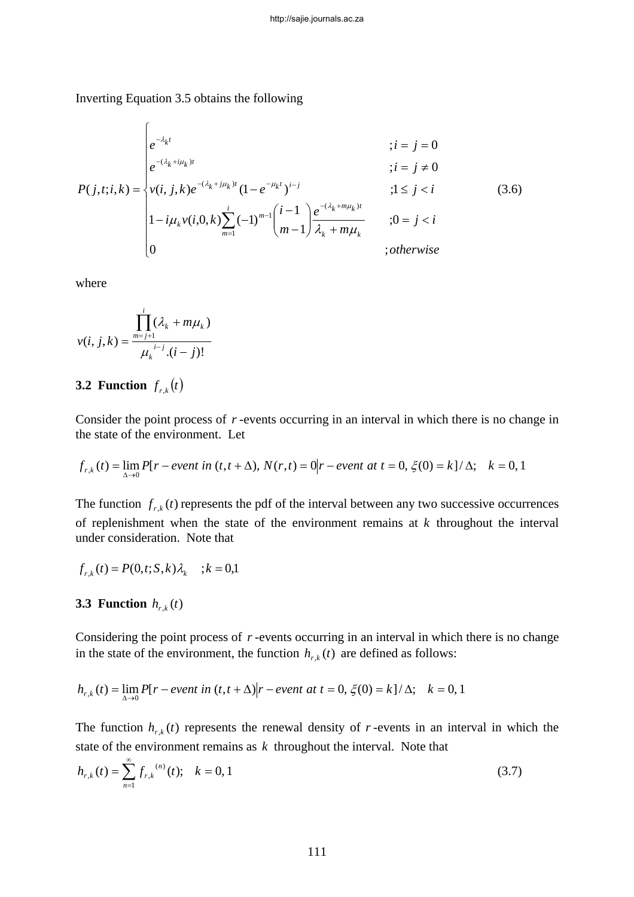Inverting Equation 3.5 obtains the following

$$
P(j,t;i,k)=\begin{cases} e^{-\lambda_k t} & ; i=j=0 \\ e^{-(\lambda_k+i\mu_k)t} & ; i=j\neq 0 \\ v(i,j,k)e^{-(\lambda_k+j\mu_k)t}(1-e^{-\mu_k t})^{i-j} & ; 1\leq j<i \\ 1-i\mu_k v(i,0,k)\sum_{m=1}^{i}(-1)^{m-1}\binom{i-1}{m-1}\dfrac{e^{-(\lambda_k+m\mu_k)t}}{\lambda_k+m\mu_k} & ; 0=j<i \\ 0 & ; otherwise \end{cases} \tag{3.6}
$$

where

$$
v(i,j,k)=\frac{\prod_{m=j+1}^{i}(\lambda_k+m\mu_k)}{\mu_k{}^{i-j}.(i-j)!}
$$

### 3.2 Function $f_{r,k}(t)$

Consider the point process of $r$-events occurring in an interval in which there is no change in the state of the environment. Let

$$
f_{r,k}(t)=\lim_{\Delta\to 0}P[r-event\ in\ (t,t+\Delta),\ N(r,t)=0 \mid r-event\ at\ t=0,\ \xi(0)=k]/\Delta;\quad k=0,1
$$

The function $f_{r,k}(t)$ represents the pdf of the interval between any two successive occurrences of replenishment when the state of the environment remains at $k$ throughout the interval under consideration. Note that

$$
f_{r,k}(t)=P(0,t;S,k)\lambda_k \quad ; k=0,1
$$

### 3.3 Function $h_{r,k}(t)$

Considering the point process of $r$-events occurring in an interval in which there is no change in the state of the environment, the function $h_{r,k}(t)$ are defined as follows:

$$
h_{r,k}(t)=\lim_{\Delta\to 0}P[r-event\ in\ (t,t+\Delta) \mid r-event\ at\ t=0,\ \xi(0)=k]/\Delta;\quad k=0,1
$$

The function $h_{r,k}(t)$ represents the renewal density of $r$-events in an interval in which the state of the environment remains as $k$ throughout the interval. Note that

$$
h_{r,k}(t)=\sum_{n=1}^{\infty}f_{r,k}{}^{(n)}(t);\quad k=0,1 \tag{3.7}
$$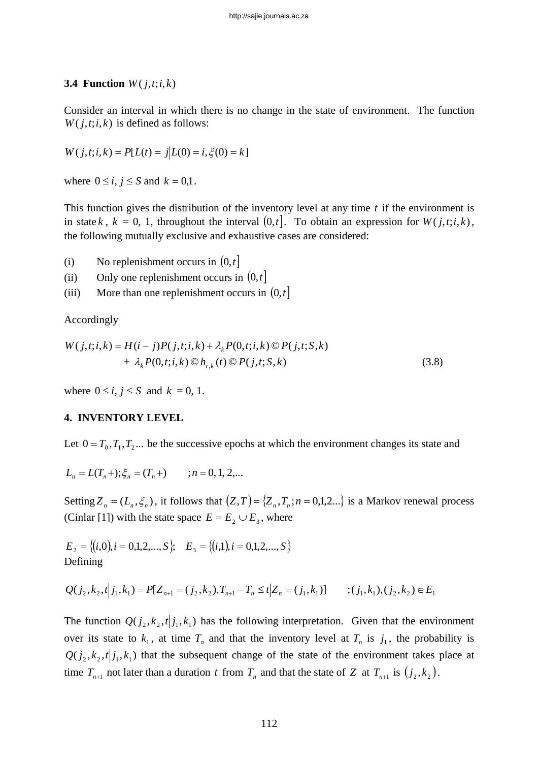### 3.4 Function $W(j,t;i,k)$

Consider an interval in which there is no change in the state of environment. The function $W(j,t;i,k)$ is defined as follows:

$$W(j,t;i,k) = P[L(t) = j \mid L(0) = i, \xi(0) = k]$$

where $0 \le i, j \le S$ and $k = 0,1$.

This function gives the distribution of the inventory level at any time $t$ if the environment is in state $k$, $k$ = 0, 1, throughout the interval $(0,t]$. To obtain an expression for $W(j,t;i,k)$, the following mutually exclusive and exhaustive cases are considered:

(i) No replenishment occurs in $(0,t]$

(ii) Only one replenishment occurs in $(0,t]$

(iii) More than one replenishment occurs in $(0,t]$

Accordingly

$$\begin{aligned} W(j,t;i,k) &= H(i-j)P(j,t;i,k) + \lambda_k P(0,t;i,k) \copyright P(j,t;S,k) \\ &\quad + \lambda_k P(0,t;i,k) \copyright h_{r,k}(t) \copyright P(j,t;S,k) \end{aligned} \tag{3.8}$$

where $0 \le i, j \le S$ and $k$ = 0, 1.

## 4. INVENTORY LEVEL

Let $0 = T_0, T_1, T_2 ...$ be the successive epochs at which the environment changes its state and

$$L_n = L(T_n+); \xi_n = (T_n+) \qquad ; n = 0, 1, 2, ...$$

Setting $Z_n = (L_n, \xi_n)$, it follows that $(Z,T) = \{Z_n, T_n; n = 0,1,2...\}$ is a Markov renewal process (Cinlar [1]) with the state space $E = E_2 \cup E_3$, where

$$E_2 = \{(i,0), i = 0,1,2,...,S\}; \quad E_3 = \{(i,1), i = 0,1,2,...,S\}$$

Defining

$$Q(j_2,k_2,t \mid j_1,k_1) = P[Z_{n+1} = (j_2,k_2), T_{n+1} - T_n \le t \mid Z_n = (j_1,k_1)] \qquad ;(j_1,k_1),(j_2,k_2) \in E_1$$

The function $Q(j_2,k_2,t \mid j_1,k_1)$ has the following interpretation. Given that the environment over its state to $k_1$, at time $T_n$ and that the inventory level at $T_n$ is $j_1$, the probability is $Q(j_2,k_2,t \mid j_1,k_1)$ that the subsequent change of the state of the environment takes place at time $T_{n+1}$ not later than a duration $t$ from $T_n$ and that the state of $Z$ at $T_{n+1}$ is $(j_2,k_2)$.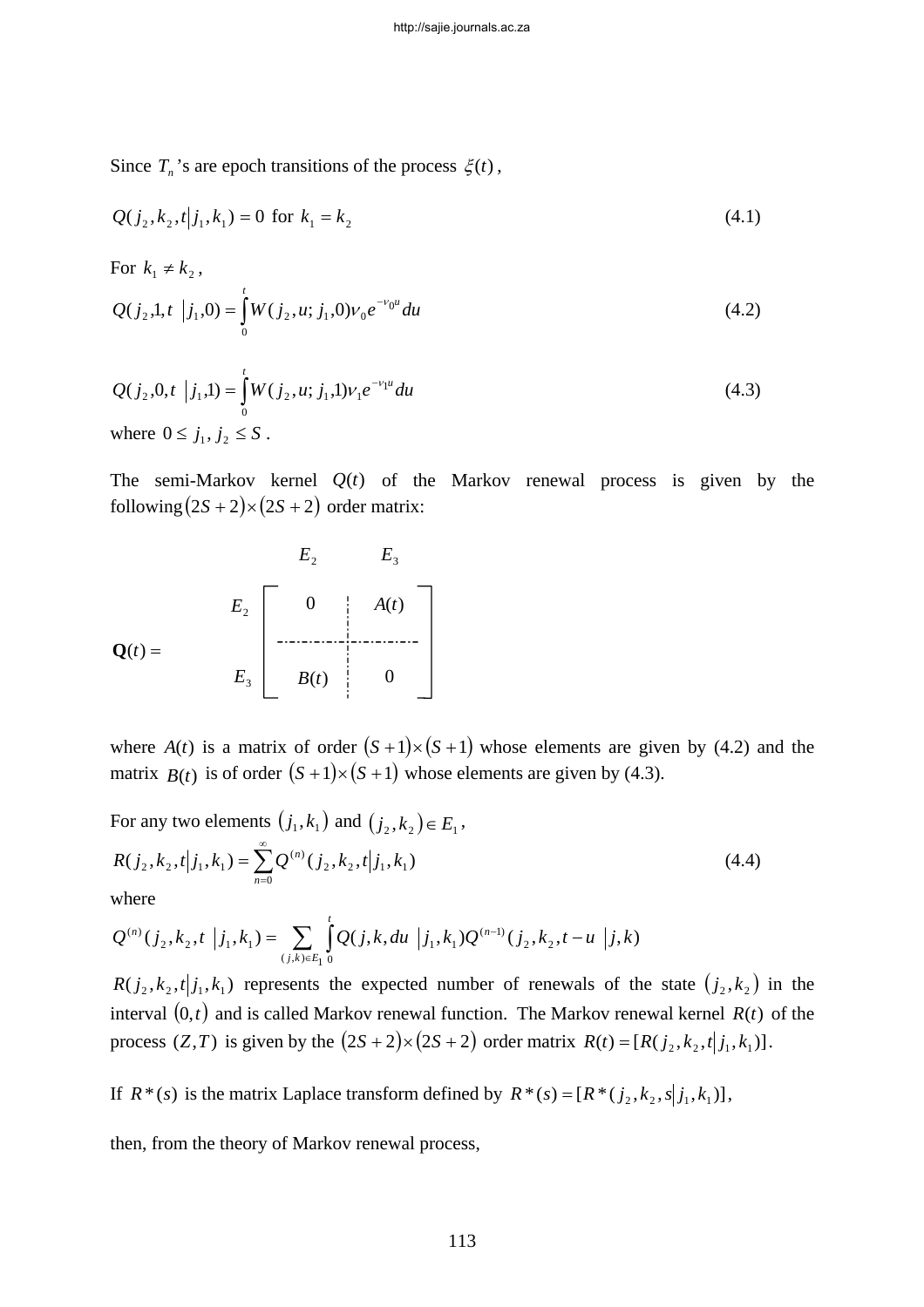Since $T_n$'s are epoch transitions of the process $\xi(t)$,

$$Q(j_2, k_2, t \mid j_1, k_1) = 0 \text{ for } k_1 = k_2 \tag{4.1}$$

For $k_1 \neq k_2$,

$$Q(j_2, 1, t \mid j_1, 0) = \int_0^t W(j_2, u; j_1, 0)\nu_0 e^{-\nu_0 u} du \tag{4.2}$$

$$Q(j_2, 0, t \mid j_1, 1) = \int_0^t W(j_2, u; j_1, 1)\nu_1 e^{-\nu_1 u} du \tag{4.3}$$

where $0 \leq j_1, j_2 \leq S$.

The semi-Markov kernel $Q(t)$ of the Markov renewal process is given by the following $(2S+2)\times(2S+2)$ order matrix:

$$\mathbf{Q}(t) = \begin{array}{c} \\ E_2 \\ E_3 \end{array} \begin{array}{c} \begin{array}{cc} E_2 & E_3 \end{array} \\ \left[\begin{array}{c|c} 0 & A(t) \\ \hline B(t) & 0 \end{array}\right] \end{array}$$

where $A(t)$ is a matrix of order $(S+1)\times(S+1)$ whose elements are given by (4.2) and the matrix $B(t)$ is of order $(S+1)\times(S+1)$ whose elements are given by (4.3).

For any two elements $(j_1, k_1)$ and $(j_2, k_2) \in E_1$,

$$R(j_2, k_2, t \mid j_1, k_1) = \sum_{n=0}^{\infty} Q^{(n)}(j_2, k_2, t \mid j_1, k_1) \tag{4.4}$$

where

$$Q^{(n)}(j_2, k_2, t \mid j_1, k_1) = \sum_{(j,k)\in E_1} \int_0^t Q(j, k, du \mid j_1, k_1) Q^{(n-1)}(j_2, k_2, t-u \mid j, k)$$

$R(j_2, k_2, t \mid j_1, k_1)$ represents the expected number of renewals of the state $(j_2, k_2)$ in the interval $(0, t)$ and is called Markov renewal function. The Markov renewal kernel $R(t)$ of the process $(Z, T)$ is given by the $(2S+2)\times(2S+2)$ order matrix $R(t) = [R(j_2, k_2, t \mid j_1, k_1)]$.

If $R^*(s)$ is the matrix Laplace transform defined by $R^*(s) = [R^*(j_2, k_2, s \mid j_1, k_1)]$,

then, from the theory of Markov renewal process,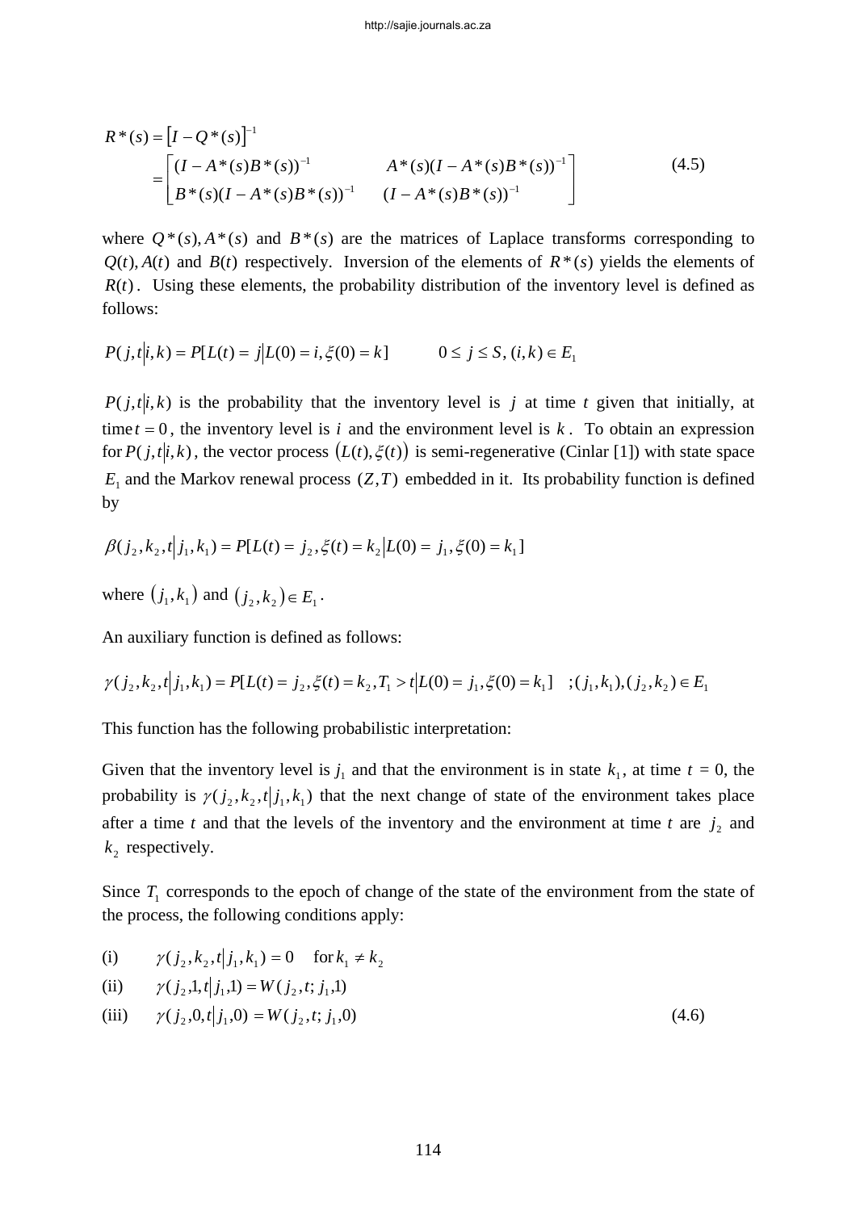$$R^*(s) = \left[I - Q^*(s)\right]^{-1}$$

$$= \begin{bmatrix} (I - A^*(s)B^*(s))^{-1} & A^*(s)(I - A^*(s)B^*(s))^{-1} \\ B^*(s)(I - A^*(s)B^*(s))^{-1} & (I - A^*(s)B^*(s))^{-1} \end{bmatrix} \tag{4.5}$$

where $Q^*(s), A^*(s)$ and $B^*(s)$ are the matrices of Laplace transforms corresponding to $Q(t), A(t)$ and $B(t)$ respectively. Inversion of the elements of $R^*(s)$ yields the elements of $R(t)$. Using these elements, the probability distribution of the inventory level is defined as follows:

$$P(j,t|i,k) = P[L(t) = j | L(0) = i, \xi(0) = k] \qquad 0 \le j \le S, (i,k) \in E_1$$

$P(j,t|i,k)$ is the probability that the inventory level is $j$ at time $t$ given that initially, at time $t = 0$, the inventory level is $i$ and the environment level is $k$. To obtain an expression for $P(j,t|i,k)$, the vector process $(L(t), \xi(t))$ is semi-regenerative (Cinlar [1]) with state space $E_1$ and the Markov renewal process $(Z,T)$ embedded in it. Its probability function is defined by

$$\beta(j_2,k_2,t|j_1,k_1) = P[L(t) = j_2, \xi(t) = k_2 | L(0) = j_1, \xi(0) = k_1]$$

where $(j_1,k_1)$ and $(j_2,k_2) \in E_1$.

An auxiliary function is defined as follows:

$$\gamma(j_2,k_2,t|j_1,k_1) = P[L(t) = j_2, \xi(t) = k_2, T_1 > t | L(0) = j_1, \xi(0) = k_1] \quad ;(j_1,k_1),(j_2,k_2) \in E_1$$

This function has the following probabilistic interpretation:

Given that the inventory level is $j_1$ and that the environment is in state $k_1$, at time $t$ = 0, the probability is $\gamma(j_2,k_2,t|j_1,k_1)$ that the next change of state of the environment takes place after a time $t$ and that the levels of the inventory and the environment at time $t$ are $j_2$ and $k_2$ respectively.

Since $T_1$ corresponds to the epoch of change of the state of the environment from the state of the process, the following conditions apply:

(i) $\quad \gamma(j_2,k_2,t|j_1,k_1) = 0 \quad$ for $k_1 \ne k_2$

(ii) $\quad \gamma(j_2,1,t|j_1,1) = W(j_2,t;j_1,1)$

(iii) $\quad \gamma(j_2,0,t|j_1,0) = W(j_2,t;j_1,0) \qquad (4.6)$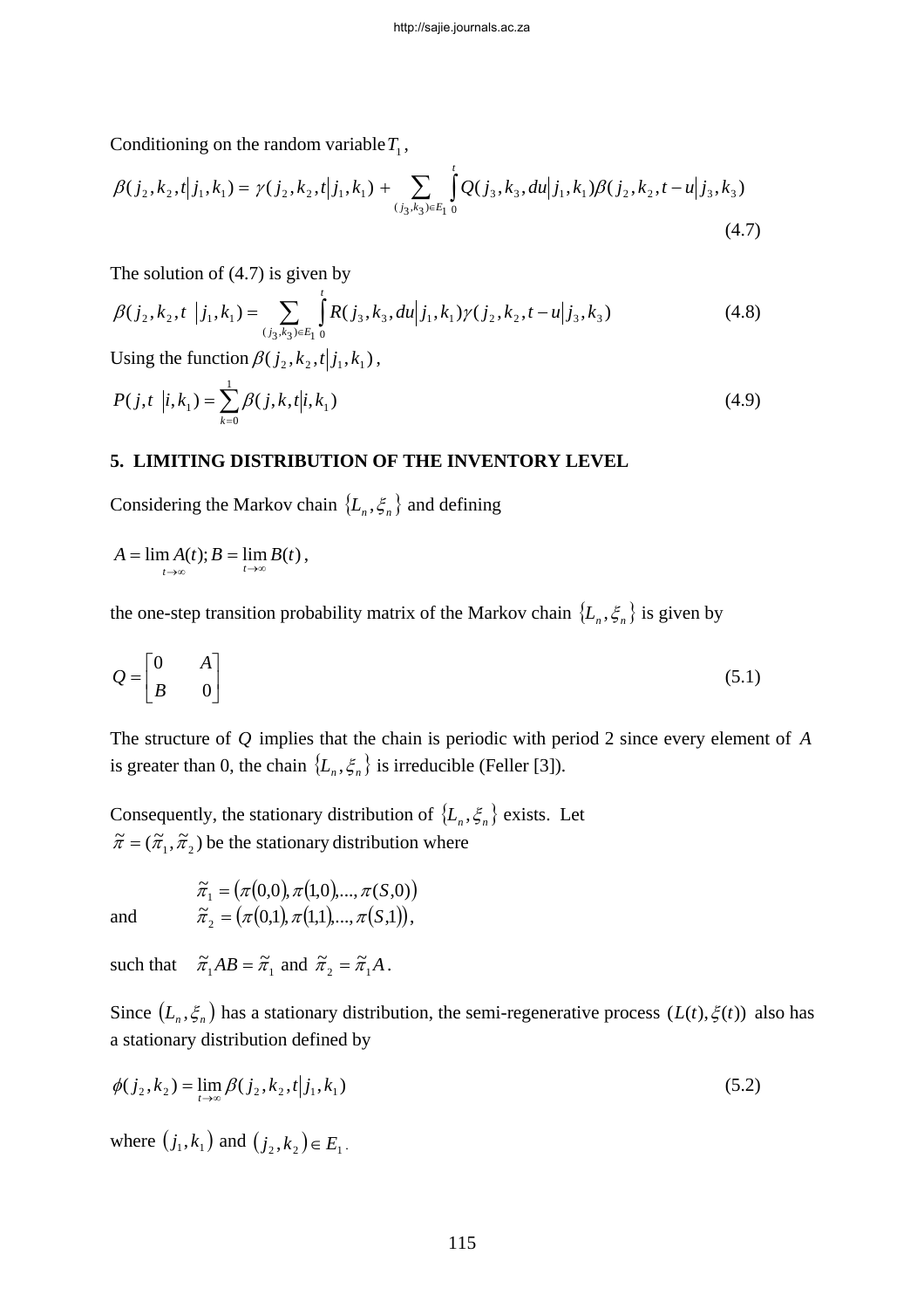Conditioning on the random variable $T_1$,

$$\beta(j_2,k_2,t|j_1,k_1) = \gamma(j_2,k_2,t|j_1,k_1) + \sum_{(j_3,k_3)\in E_1} \int_0^t Q(j_3,k_3,du|j_1,k_1)\beta(j_2,k_2,t-u|j_3,k_3) \tag{4.7}$$

The solution of (4.7) is given by

$$\beta(j_2,k_2,t\ |j_1,k_1) = \sum_{(j_3,k_3)\in E_1} \int_0^t R(j_3,k_3,du|j_1,k_1)\gamma(j_2,k_2,t-u|j_3,k_3) \tag{4.8}$$

Using the function $\beta(j_2,k_2,t|j_1,k_1)$,

$$P(j,t\ |i,k_1) = \sum_{k=0}^{1} \beta(j,k,t|i,k_1) \tag{4.9}$$

## 5. LIMITING DISTRIBUTION OF THE INVENTORY LEVEL

Considering the Markov chain $\{L_n,\xi_n\}$ and defining

$$A = \lim_{t\to\infty} A(t);\ B = \lim_{t\to\infty} B(t),$$

the one-step transition probability matrix of the Markov chain $\{L_n,\xi_n\}$ is given by

$$Q = \begin{bmatrix} 0 & A \\ B & 0 \end{bmatrix} \tag{5.1}$$

The structure of $Q$ implies that the chain is periodic with period 2 since every element of $A$ is greater than 0, the chain $\{L_n,\xi_n\}$ is irreducible (Feller [3]).

Consequently, the stationary distribution of $\{L_n,\xi_n\}$ exists. Let $\tilde{\pi} = (\tilde{\pi}_1,\tilde{\pi}_2)$ be the stationary distribution where

$$\tilde{\pi}_1 = (\pi(0,0),\pi(1,0),\ldots,\pi(S,0))$$

and $$\tilde{\pi}_2 = (\pi(0,1),\pi(1,1),\ldots,\pi(S,1)),$$

such that $\tilde{\pi}_1 AB = \tilde{\pi}_1$ and $\tilde{\pi}_2 = \tilde{\pi}_1 A$.

Since $(L_n,\xi_n)$ has a stationary distribution, the semi-regenerative process $(L(t),\xi(t))$ also has a stationary distribution defined by

$$\phi(j_2,k_2) = \lim_{t\to\infty} \beta(j_2,k_2,t|j_1,k_1) \tag{5.2}$$

where $(j_1,k_1)$ and $(j_2,k_2)\in E_1$.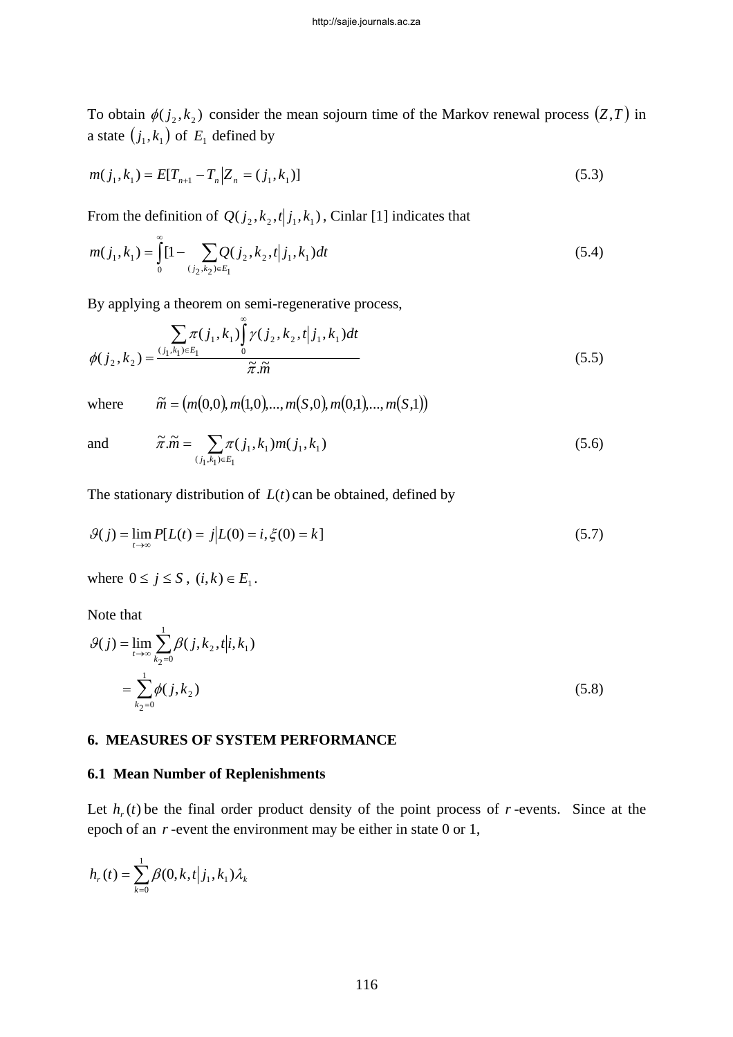To obtain $\phi(j_2, k_2)$ consider the mean sojourn time of the Markov renewal process $(Z, T)$ in a state $(j_1, k_1)$ of $E_1$ defined by

$$m(j_1, k_1) = E[T_{n+1} - T_n \big| Z_n = (j_1, k_1)] \tag{5.3}$$

From the definition of $Q(j_2, k_2, t \big| j_1, k_1)$, Cinlar [1] indicates that

$$m(j_1, k_1) = \int_0^\infty [1 - \sum_{(j_2, k_2) \in E_1} Q(j_2, k_2, t \big| j_1, k_1) dt \tag{5.4}$$

By applying a theorem on semi-regenerative process,

$$\phi(j_2, k_2) = \frac{\sum_{(j_1, k_1) \in E_1} \pi(j_1, k_1) \int_0^\infty \gamma(j_2, k_2, t \big| j_1, k_1) dt}{\tilde{\pi}.\tilde{m}} \tag{5.5}$$

where $\quad \tilde{m} = (m(0,0), m(1,0), \ldots, m(S,0), m(0,1), \ldots, m(S,1))$

and $\quad \tilde{\pi}.\tilde{m} = \sum_{(j_1, k_1) \in E_1} \pi(j_1, k_1) m(j_1, k_1) \quad (5.6)$

The stationary distribution of $L(t)$ can be obtained, defined by

$$\vartheta(j) = \lim_{t \to \infty} P[L(t) = j \big| L(0) = i, \xi(0) = k] \tag{5.7}$$

where $0 \le j \le S$, $(i, k) \in E_1$.

Note that

$$\begin{aligned} \vartheta(j) &= \lim_{t \to \infty} \sum_{k_2 = 0}^{1} \beta(j, k_2, t \big| i, k_1) \\ &= \sum_{k_2 = 0}^{1} \phi(j, k_2) \end{aligned} \tag{5.8}$$

## 6. MEASURES OF SYSTEM PERFORMANCE

### 6.1 Mean Number of Replenishments

Let $h_r(t)$ be the final order product density of the point process of $r$-events. Since at the epoch of an $r$-event the environment may be either in state 0 or 1,

$$h_r(t) = \sum_{k=0}^{1} \beta(0, k, t \big| j_1, k_1) \lambda_k$$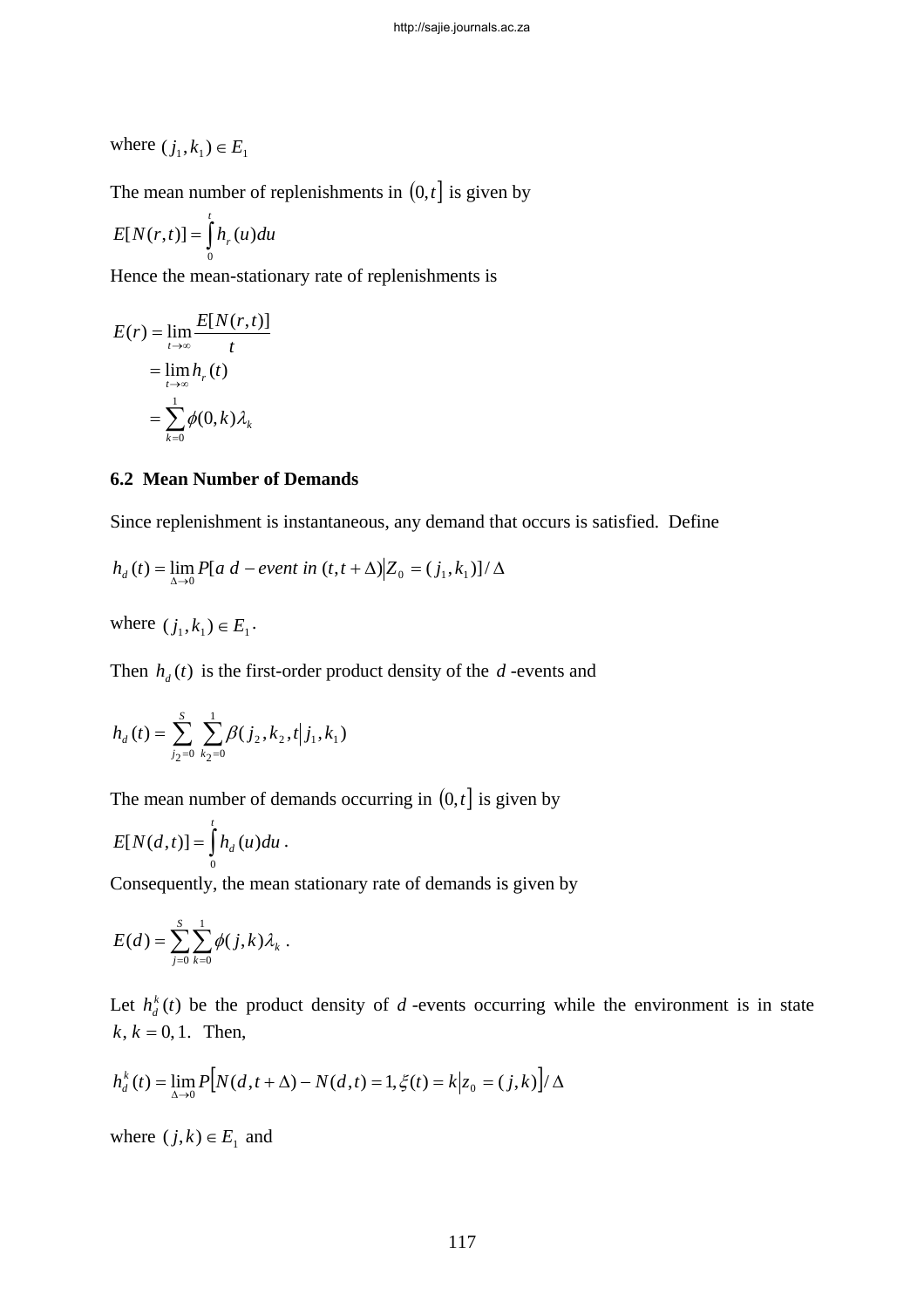where $(j_1, k_1) \in E_1$

The mean number of replenishments in $(0,t]$ is given by

$$E[N(r,t)] = \int_0^t h_r(u)du$$

Hence the mean-stationary rate of replenishments is

$$\begin{aligned} E(r) &= \lim_{t \to \infty} \frac{E[N(r,t)]}{t} \\ &= \lim_{t \to \infty} h_r(t) \\ &= \sum_{k=0}^{1} \phi(0,k)\lambda_k \end{aligned}$$

### 6.2 Mean Number of Demands

Since replenishment is instantaneous, any demand that occurs is satisfied. Define

$$h_d(t) = \lim_{\Delta \to 0} P[a\ d - event\ in\ (t, t+\Delta) \big| Z_0 = (j_1, k_1)] / \Delta$$

where $(j_1, k_1) \in E_1$.

Then $h_d(t)$ is the first-order product density of the $d$-events and

$$h_d(t) = \sum_{j_2=0}^{S} \sum_{k_2=0}^{1} \beta(j_2, k_2, t \big| j_1, k_1)$$

The mean number of demands occurring in $(0,t]$ is given by

$$E[N(d,t)] = \int_0^t h_d(u)du .$$

Consequently, the mean stationary rate of demands is given by

$$E(d) = \sum_{j=0}^{S} \sum_{k=0}^{1} \phi(j,k)\lambda_k .$$

Let $h_d^k(t)$ be the product density of $d$-events occurring while the environment is in state $k,\ k = 0,1$. Then,

$$h_d^k(t) = \lim_{\Delta \to 0} P\big[N(d, t+\Delta) - N(d,t) = 1, \xi(t) = k \big| z_0 = (j,k)\big] / \Delta$$

where $(j,k) \in E_1$ and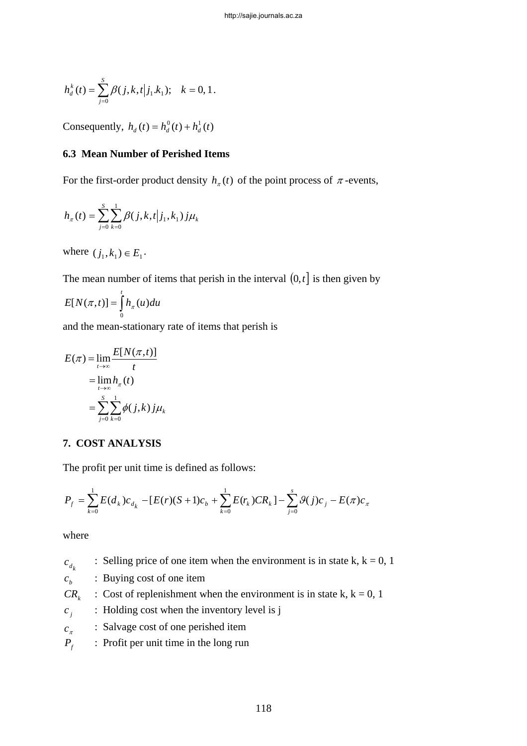$$h_d^k(t) = \sum_{j=0}^{S} \beta(j,k,t | j_1 . k_1); \quad k = 0, 1.$$

Consequently, $h_d(t) = h_d^0(t) + h_d^1(t)$

### 6.3 Mean Number of Perished Items

For the first-order product density $h_\pi(t)$ of the point process of $\pi$-events,

$$h_\pi(t) = \sum_{j=0}^{S} \sum_{k=0}^{1} \beta(j,k,t | j_1, k_1) j\mu_k$$

where $(j_1, k_1) \in E_1$.

The mean number of items that perish in the interval $(0,t]$ is then given by

$$E[N(\pi,t)] = \int_0^t h_\pi(u) du$$

and the mean-stationary rate of items that perish is

$$\begin{aligned}
E(\pi) &= \lim_{t \to \infty} \frac{E[N(\pi,t)]}{t} \\
&= \lim_{t \to \infty} h_\pi(t) \\
&= \sum_{j=0}^{S} \sum_{k=0}^{1} \phi(j,k) j\mu_k
\end{aligned}$$

## 7. COST ANALYSIS

The profit per unit time is defined as follows:

$$P_f = \sum_{k=0}^{1} E(d_k) c_{d_k} - [E(r)(S+1)c_b + \sum_{k=0}^{1} E(r_k) CR_k] - \sum_{j=0}^{s} \vartheta(j) c_j - E(\pi) c_\pi$$

where

- $c_{d_k}$ : Selling price of one item when the environment is in state k, k = 0, 1
- $c_b$ : Buying cost of one item
- $CR_k$ : Cost of replenishment when the environment is in state k, k = 0, 1
- $c_j$ : Holding cost when the inventory level is j
- $c_\pi$ : Salvage cost of one perished item
- $P_f$ : Profit per unit time in the long run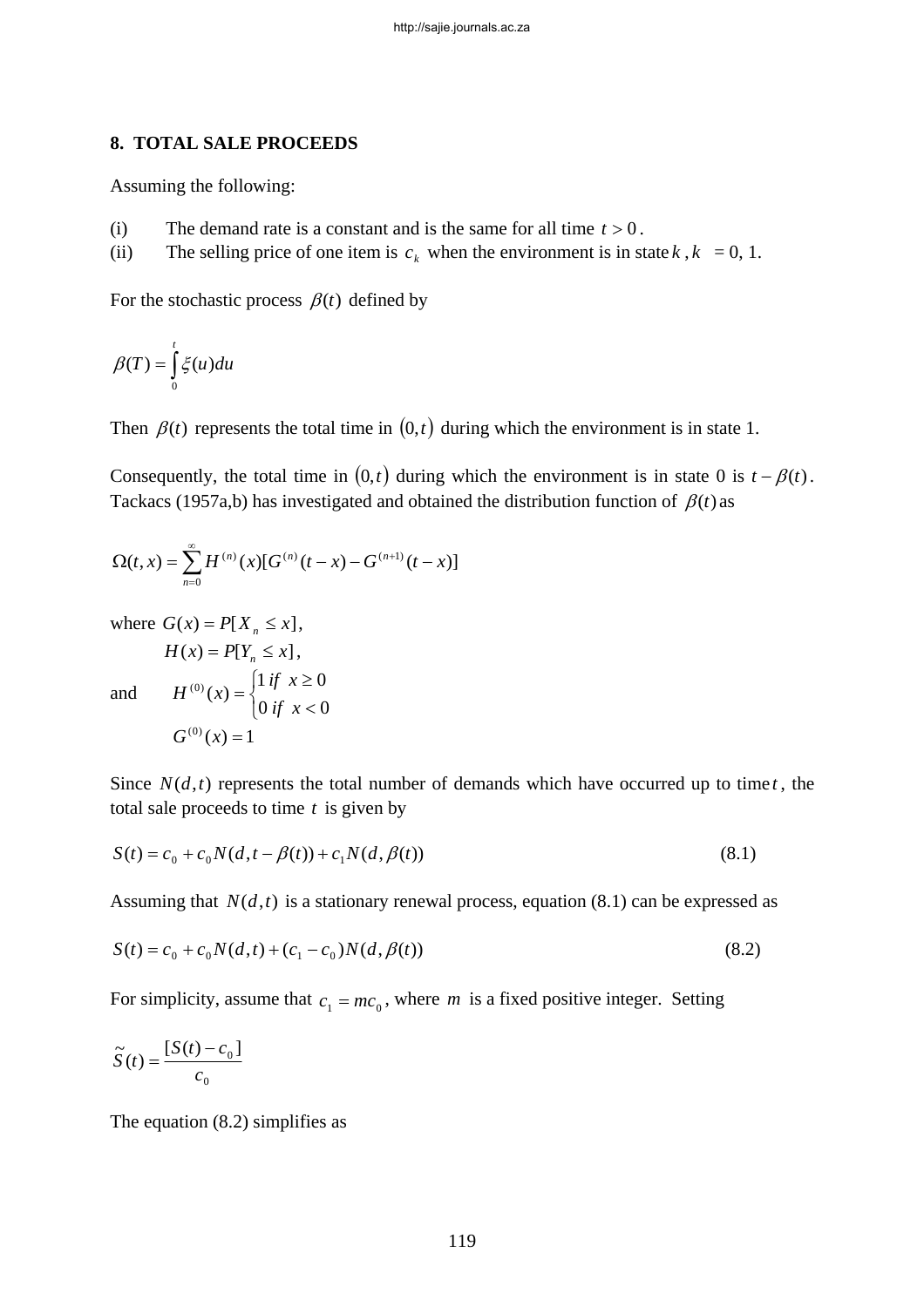## 8. TOTAL SALE PROCEEDS

Assuming the following:

(i) The demand rate is a constant and is the same for all time $t > 0$.

(ii) The selling price of one item is $c_k$ when the environment is in state $k$, $k = 0, 1$.

For the stochastic process $\beta(t)$ defined by

$$\beta(T) = \int_0^t \xi(u)du$$

Then $\beta(t)$ represents the total time in $(0,t)$ during which the environment is in state 1.

Consequently, the total time in $(0,t)$ during which the environment is in state 0 is $t - \beta(t)$. Tackacs (1957a,b) has investigated and obtained the distribution function of $\beta(t)$ as

$$\Omega(t,x) = \sum_{n=0}^{\infty} H^{(n)}(x)[G^{(n)}(t-x) - G^{(n+1)}(t-x)]$$

where $G(x) = P[X_n \leq x]$,

$H(x) = P[Y_n \leq x]$,

and $H^{(0)}(x) = \begin{cases} 1 \; if \;\; x \geq 0 \\ 0 \; if \;\; x < 0 \end{cases}$

$G^{(0)}(x) = 1$

Since $N(d,t)$ represents the total number of demands which have occurred up to time $t$, the total sale proceeds to time $t$ is given by

$$S(t) = c_0 + c_0 N(d, t - \beta(t)) + c_1 N(d, \beta(t)) \tag{8.1}$$

Assuming that $N(d,t)$ is a stationary renewal process, equation (8.1) can be expressed as

$$S(t) = c_0 + c_0 N(d,t) + (c_1 - c_0) N(d, \beta(t)) \tag{8.2}$$

For simplicity, assume that $c_1 = mc_0$, where $m$ is a fixed positive integer. Setting

$$\tilde{S}(t) = \frac{[S(t) - c_0]}{c_0}$$

The equation (8.2) simplifies as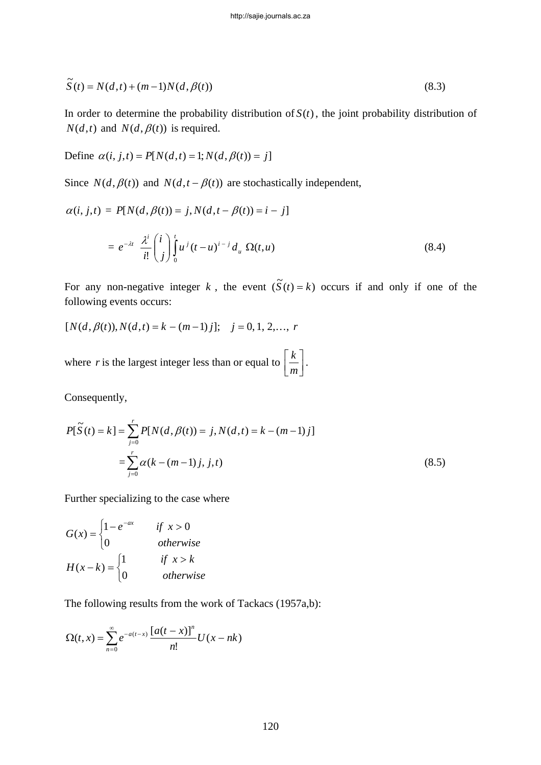$$\tilde{S}(t) = N(d,t) + (m-1)N(d, \beta(t)) \tag{8.3}$$

In order to determine the probability distribution of $S(t)$, the joint probability distribution of $N(d,t)$ and $N(d, \beta(t))$ is required.

Define $\alpha(i, j, t) = P[N(d,t) = 1; N(d, \beta(t)) = j]$

Since $N(d, \beta(t))$ and $N(d, t - \beta(t))$ are stochastically independent,

$$\alpha(i, j, t) = P[N(d, \beta(t)) = j, N(d, t - \beta(t)) = i - j]$$

$$= e^{-\lambda t} \frac{\lambda^i}{i!} \binom{i}{j} \int_0^t u^j (t-u)^{i-j} d_u \, \Omega(t,u) \tag{8.4}$$

For any non-negative integer $k$, the event $(\tilde{S}(t) = k)$ occurs if and only if one of the following events occurs:

$[N(d, \beta(t)), N(d,t) = k - (m-1)j]; \quad j = 0, 1, 2, \ldots, r$

where $r$ is the largest integer less than or equal to $\left[\frac{k}{m}\right]$.

Consequently,

$$P[\tilde{S}(t) = k] = \sum_{j=0}^{r} P[N(d, \beta(t)) = j, N(d,t) = k - (m-1)j]$$

$$= \sum_{j=0}^{r} \alpha(k - (m-1)j, j, t) \tag{8.5}$$

Further specializing to the case where

$$G(x) = \begin{cases} 1 - e^{-ax} & \text{if } x > 0 \\ 0 & \text{otherwise} \end{cases}$$

$$H(x-k) = \begin{cases} 1 & \text{if } x > k \\ 0 & \text{otherwise} \end{cases}$$

The following results from the work of Tackacs (1957a,b):

$$\Omega(t, x) = \sum_{n=0}^{\infty} e^{-a(t-x)} \frac{[a(t-x)]^n}{n!} U(x - nk)$$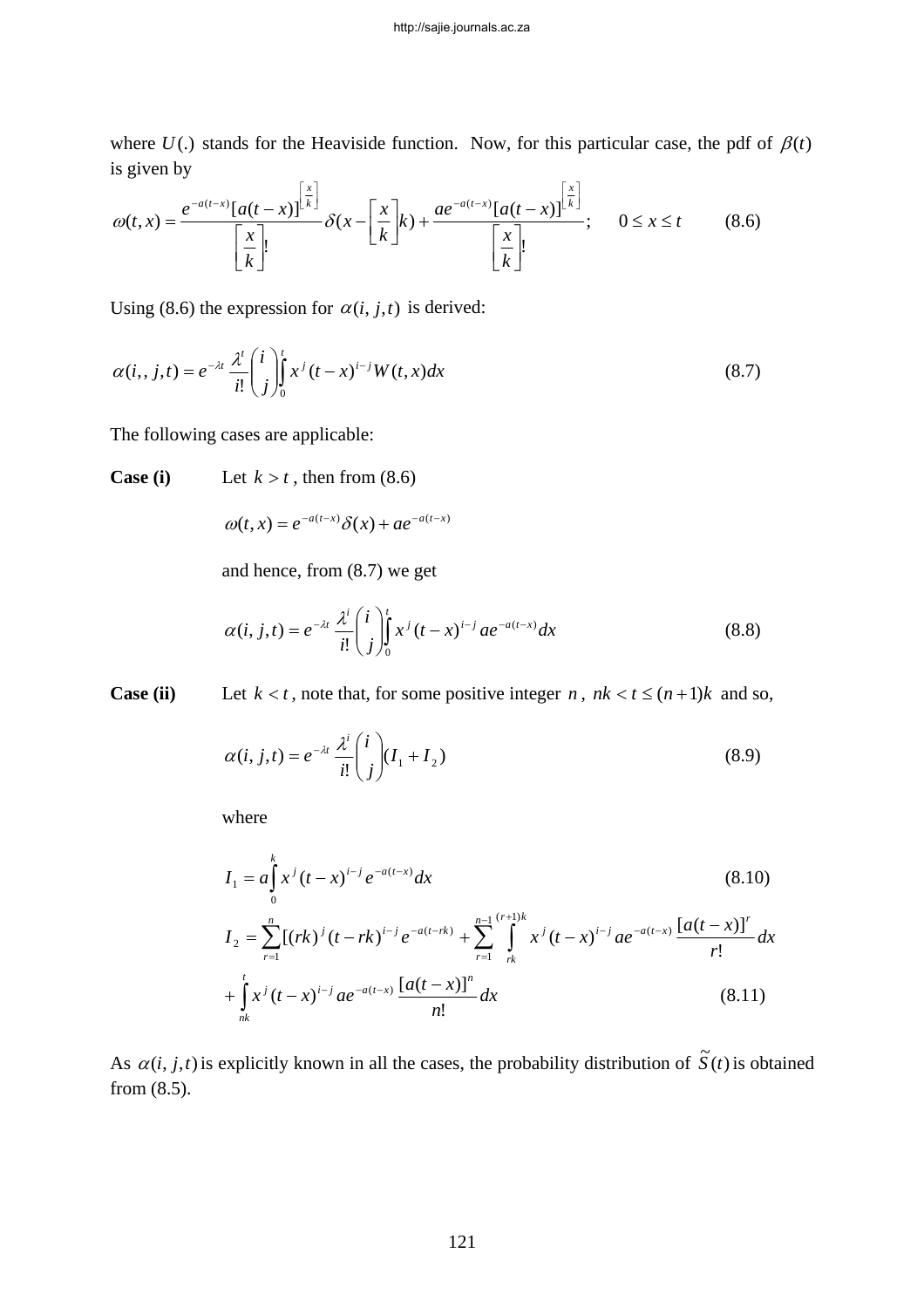where $U(.)$ stands for the Heaviside function. Now, for this particular case, the pdf of $\beta(t)$ is given by

$$\omega(t,x) = \frac{e^{-a(t-x)}[a(t-x)]^{\left\lfloor \frac{x}{k} \right\rfloor}}{\left\lfloor \frac{x}{k} \right\rfloor !}\delta(x - \left\lfloor \frac{x}{k} \right\rfloor k) + \frac{ae^{-a(t-x)}[a(t-x)]^{\left\lfloor \frac{x}{k} \right\rfloor}}{\left\lfloor \frac{x}{k} \right\rfloor !}; \qquad 0 \le x \le t \tag{8.6}$$

Using (8.6) the expression for $\alpha(i, j, t)$ is derived:

$$\alpha(i,, j, t) = e^{-\lambda t}\frac{\lambda^{t}}{i!}\binom{i}{j}\int_0^t x^j (t-x)^{i-j} W(t,x)dx \tag{8.7}$$

The following cases are applicable:

**Case (i)** Let $k > t$, then from (8.6)

$$\omega(t,x) = e^{-a(t-x)}\delta(x) + ae^{-a(t-x)}$$

and hence, from (8.7) we get

$$\alpha(i, j, t) = e^{-\lambda t}\frac{\lambda^{i}}{i!}\binom{i}{j}\int_0^t x^j (t-x)^{i-j} ae^{-a(t-x)}dx \tag{8.8}$$

**Case (ii)** Let $k < t$, note that, for some positive integer $n$, $nk < t \le (n+1)k$ and so,

$$\alpha(i, j, t) = e^{-\lambda t}\frac{\lambda^{i}}{i!}\binom{i}{j}(I_1 + I_2) \tag{8.9}$$

where

$$I_1 = a\int_0^k x^j (t-x)^{i-j} e^{-a(t-x)}dx \tag{8.10}$$

$$I_2 = \sum_{r=1}^{n}[(rk)^j (t-rk)^{i-j} e^{-a(t-rk)} + \sum_{r=1}^{n-1}\int_{rk}^{(r+1)k} x^j (t-x)^{i-j} ae^{-a(t-x)}\frac{[a(t-x)]^r}{r!}dx$$
$$+ \int_{nk}^{t} x^j (t-x)^{i-j} ae^{-a(t-x)}\frac{[a(t-x)]^n}{n!}dx \tag{8.11}$$

As $\alpha(i, j, t)$ is explicitly known in all the cases, the probability distribution of $\tilde{S}(t)$ is obtained from (8.5).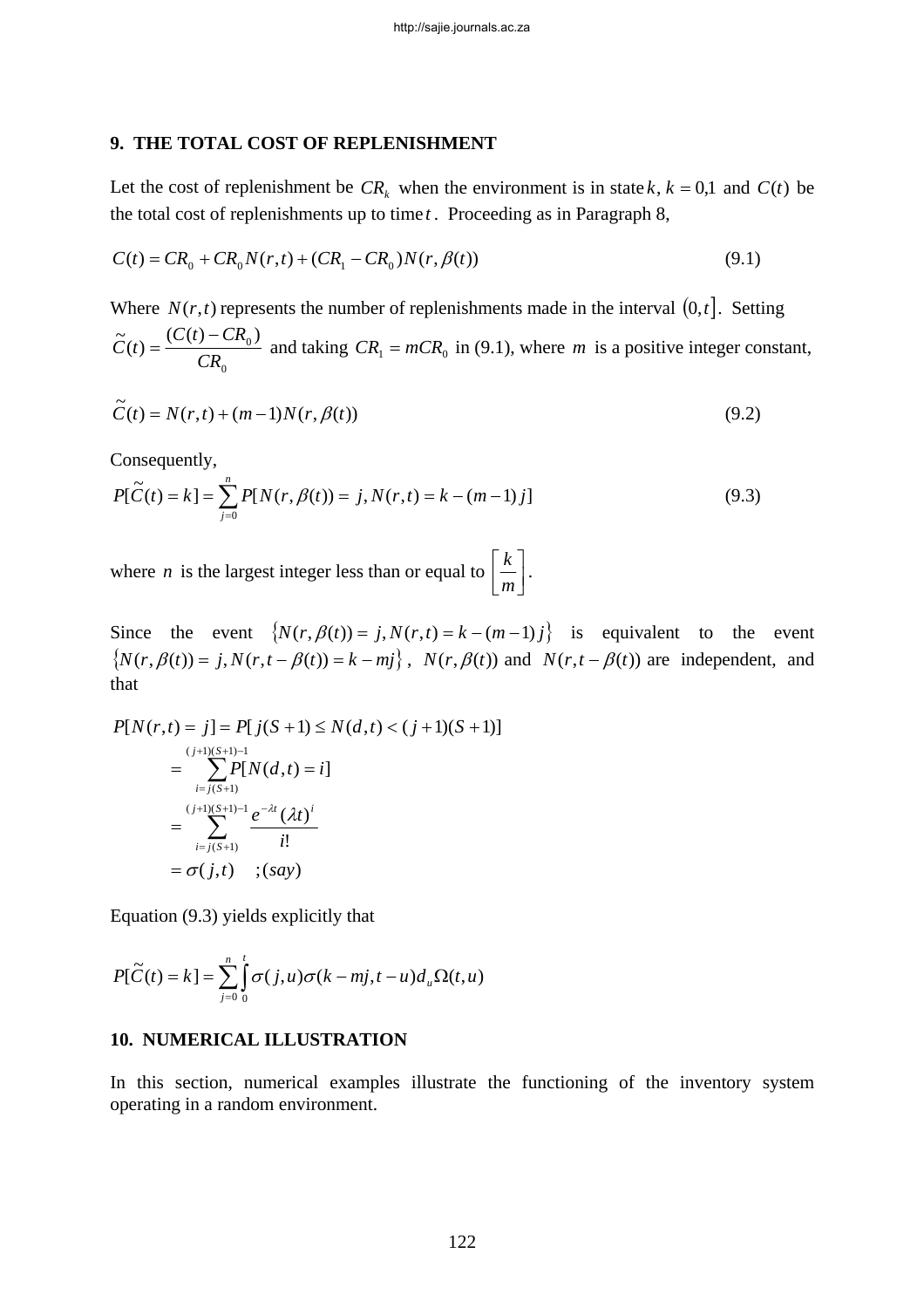## 9. THE TOTAL COST OF REPLENISHMENT

Let the cost of replenishment be $CR_k$ when the environment is in state $k$, $k = 0,1$ and $C(t)$ be the total cost of replenishments up to time $t$. Proceeding as in Paragraph 8,

$$C(t) = CR_0 + CR_0 N(r,t) + (CR_1 - CR_0) N(r, \beta(t)) \tag{9.1}$$

Where $N(r,t)$ represents the number of replenishments made in the interval $(0,t]$. Setting $\tilde{C}(t) = \dfrac{(C(t) - CR_0)}{CR_0}$ and taking $CR_1 = mCR_0$ in (9.1), where $m$ is a positive integer constant,

$$\tilde{C}(t) = N(r,t) + (m-1) N(r, \beta(t)) \tag{9.2}$$

Consequently,

$$P[\tilde{C}(t) = k] = \sum_{j=0}^{n} P[N(r,\beta(t)) = j, N(r,t) = k - (m-1)j] \tag{9.3}$$

where $n$ is the largest integer less than or equal to $\left[\dfrac{k}{m}\right]$.

Since the event $\{N(r,\beta(t)) = j, N(r,t) = k-(m-1)j\}$ is equivalent to the event $\{N(r,\beta(t)) = j, N(r,t-\beta(t)) = k - mj\}$, $N(r,\beta(t))$ and $N(r,t-\beta(t))$ are independent, and that

$$\begin{aligned}
P[N(r,t) = j] &= P[j(S+1) \le N(d,t) < (j+1)(S+1)] \\
&= \sum_{i=j(S+1)}^{(j+1)(S+1)-1} P[N(d,t) = i] \\
&= \sum_{i=j(S+1)}^{(j+1)(S+1)-1} \frac{e^{-\lambda t}(\lambda t)^i}{i!} \\
&= \sigma(j,t) \quad ;(say)
\end{aligned}$$

Equation (9.3) yields explicitly that

$$P[\tilde{C}(t) = k] = \sum_{j=0}^{n} \int_0^t \sigma(j,u)\sigma(k-mj, t-u) d_u \Omega(t,u)$$

## 10. NUMERICAL ILLUSTRATION

In this section, numerical examples illustrate the functioning of the inventory system operating in a random environment.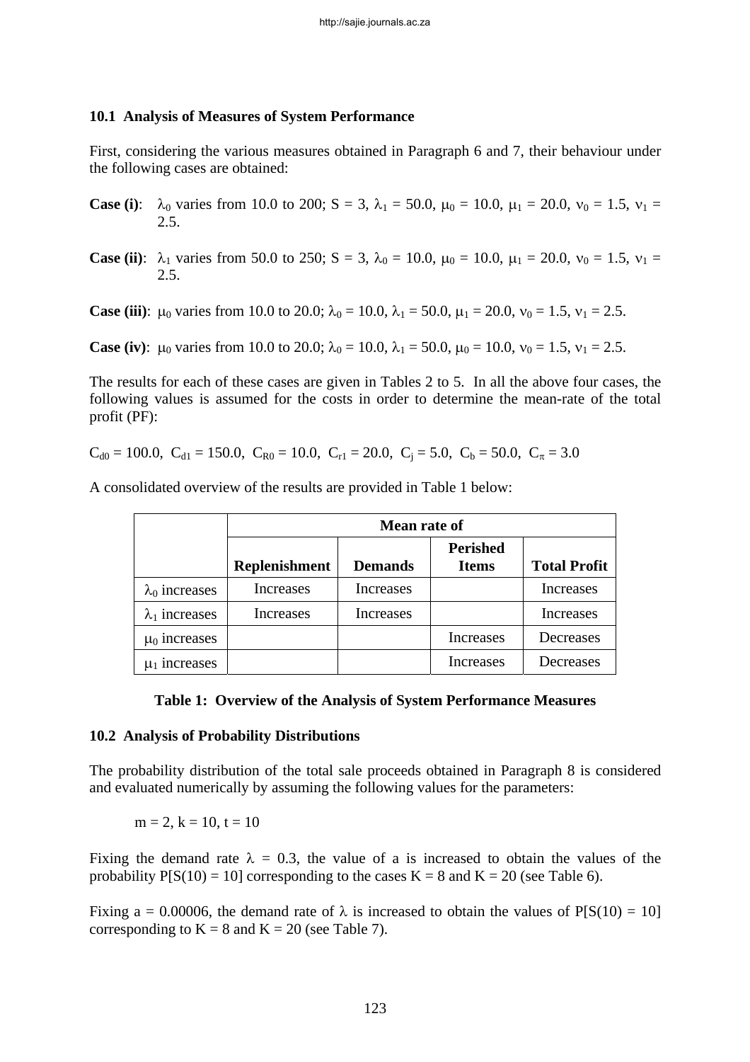### 10.1 Analysis of Measures of System Performance

First, considering the various measures obtained in Paragraph 6 and 7, their behaviour under the following cases are obtained:

**Case (i)**: $\lambda_0$ varies from 10.0 to 200; S = 3, $\lambda_1$ = 50.0, $\mu_0$ = 10.0, $\mu_1$ = 20.0, $\nu_0$ = 1.5, $\nu_1$ = 2.5.

**Case (ii)**: $\lambda_1$ varies from 50.0 to 250; S = 3, $\lambda_0$ = 10.0, $\mu_0$ = 10.0, $\mu_1$ = 20.0, $\nu_0$ = 1.5, $\nu_1$ = 2.5.

**Case (iii)**: $\mu_0$ varies from 10.0 to 20.0; $\lambda_0$ = 10.0, $\lambda_1$ = 50.0, $\mu_1$ = 20.0, $\nu_0$ = 1.5, $\nu_1$ = 2.5.

**Case (iv)**: $\mu_0$ varies from 10.0 to 20.0; $\lambda_0$ = 10.0, $\lambda_1$ = 50.0, $\mu_0$ = 10.0, $\nu_0$ = 1.5, $\nu_1$ = 2.5.

The results for each of these cases are given in Tables 2 to 5. In all the above four cases, the following values is assumed for the costs in order to determine the mean-rate of the total profit (PF):

$C_{d0}$ = 100.0, $C_{d1}$ = 150.0, $C_{R0}$ = 10.0, $C_{r1}$ = 20.0, $C_j$ = 5.0, $C_b$ = 50.0, $C_\pi$ = 3.0

A consolidated overview of the results are provided in Table 1 below:

| | Mean rate of | | | |
|---|---|---|---|---|
| | **Replenishment** | **Demands** | **Perished Items** | **Total Profit** |
| $\lambda_0$ increases | Increases | Increases | | Increases |
| $\lambda_1$ increases | Increases | Increases | | Increases |
| $\mu_0$ increases | | | Increases | Decreases |
| $\mu_1$ increases | | | Increases | Decreases |

**Table 1: Overview of the Analysis of System Performance Measures**

### 10.2 Analysis of Probability Distributions

The probability distribution of the total sale proceeds obtained in Paragraph 8 is considered and evaluated numerically by assuming the following values for the parameters:

m = 2, k = 10, t = 10

Fixing the demand rate $\lambda$ = 0.3, the value of a is increased to obtain the values of the probability P[S(10) = 10] corresponding to the cases K = 8 and K = 20 (see Table 6).

Fixing a = 0.00006, the demand rate of $\lambda$ is increased to obtain the values of P[S(10) = 10] corresponding to K = 8 and K = 20 (see Table 7).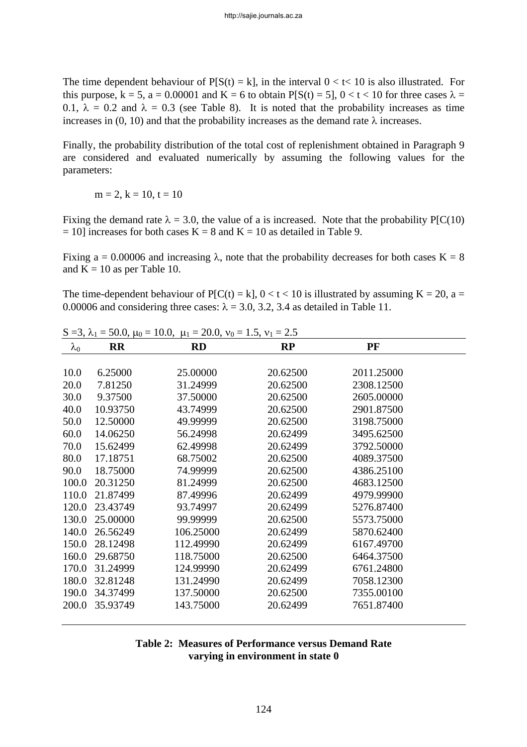The time dependent behaviour of $P[S(t) = k]$, in the interval $0 < t < 10$ is also illustrated. For this purpose, $k = 5$, $a = 0.00001$ and $K = 6$ to obtain $P[S(t) = 5]$, $0 < t < 10$ for three cases $\lambda = 0.1$, $\lambda = 0.2$ and $\lambda = 0.3$ (see Table 8). It is noted that the probability increases as time increases in (0, 10) and that the probability increases as the demand rate $\lambda$ increases.

Finally, the probability distribution of the total cost of replenishment obtained in Paragraph 9 are considered and evaluated numerically by assuming the following values for the parameters:

$$m = 2,\ k = 10,\ t = 10$$

Fixing the demand rate $\lambda = 3.0$, the value of a is increased. Note that the probability $P[C(10) = 10]$ increases for both cases $K = 8$ and $K = 10$ as detailed in Table 9.

Fixing $a = 0.00006$ and increasing $\lambda$, note that the probability decreases for both cases $K = 8$ and $K = 10$ as per Table 10.

The time-dependent behaviour of $P[C(t) = k]$, $0 < t < 10$ is illustrated by assuming $K = 20$, $a = 0.00006$ and considering three cases: $\lambda = 3.0, 3.2, 3.4$ as detailed in Table 11.

$S = 3$, $\lambda_1 = 50.0$, $\mu_0 = 10.0$, $\mu_1 = 20.0$, $\nu_0 = 1.5$, $\nu_1 = 2.5$

| $\lambda_0$ | **RR** | **RD** | **RP** | **PF** |
|---|---|---|---|---|
| 10.0 | 6.25000 | 25.00000 | 20.62500 | 2011.25000 |
| 20.0 | 7.81250 | 31.24999 | 20.62500 | 2308.12500 |
| 30.0 | 9.37500 | 37.50000 | 20.62500 | 2605.00000 |
| 40.0 | 10.93750 | 43.74999 | 20.62500 | 2901.87500 |
| 50.0 | 12.50000 | 49.99999 | 20.62500 | 3198.75000 |
| 60.0 | 14.06250 | 56.24998 | 20.62499 | 3495.62500 |
| 70.0 | 15.62499 | 62.49998 | 20.62499 | 3792.50000 |
| 80.0 | 17.18751 | 68.75002 | 20.62500 | 4089.37500 |
| 90.0 | 18.75000 | 74.99999 | 20.62500 | 4386.25100 |
| 100.0 | 20.31250 | 81.24999 | 20.62500 | 4683.12500 |
| 110.0 | 21.87499 | 87.49996 | 20.62499 | 4979.99900 |
| 120.0 | 23.43749 | 93.74997 | 20.62499 | 5276.87400 |
| 130.0 | 25.00000 | 99.99999 | 20.62500 | 5573.75000 |
| 140.0 | 26.56249 | 106.25000 | 20.62499 | 5870.62400 |
| 150.0 | 28.12498 | 112.49990 | 20.62499 | 6167.49700 |
| 160.0 | 29.68750 | 118.75000 | 20.62500 | 6464.37500 |
| 170.0 | 31.24999 | 124.99990 | 20.62499 | 6761.24800 |
| 180.0 | 32.81248 | 131.24990 | 20.62499 | 7058.12300 |
| 190.0 | 34.37499 | 137.50000 | 20.62500 | 7355.00100 |
| 200.0 | 35.93749 | 143.75000 | 20.62499 | 7651.87400 |

**Table 2: Measures of Performance versus Demand Rate varying in environment in state 0**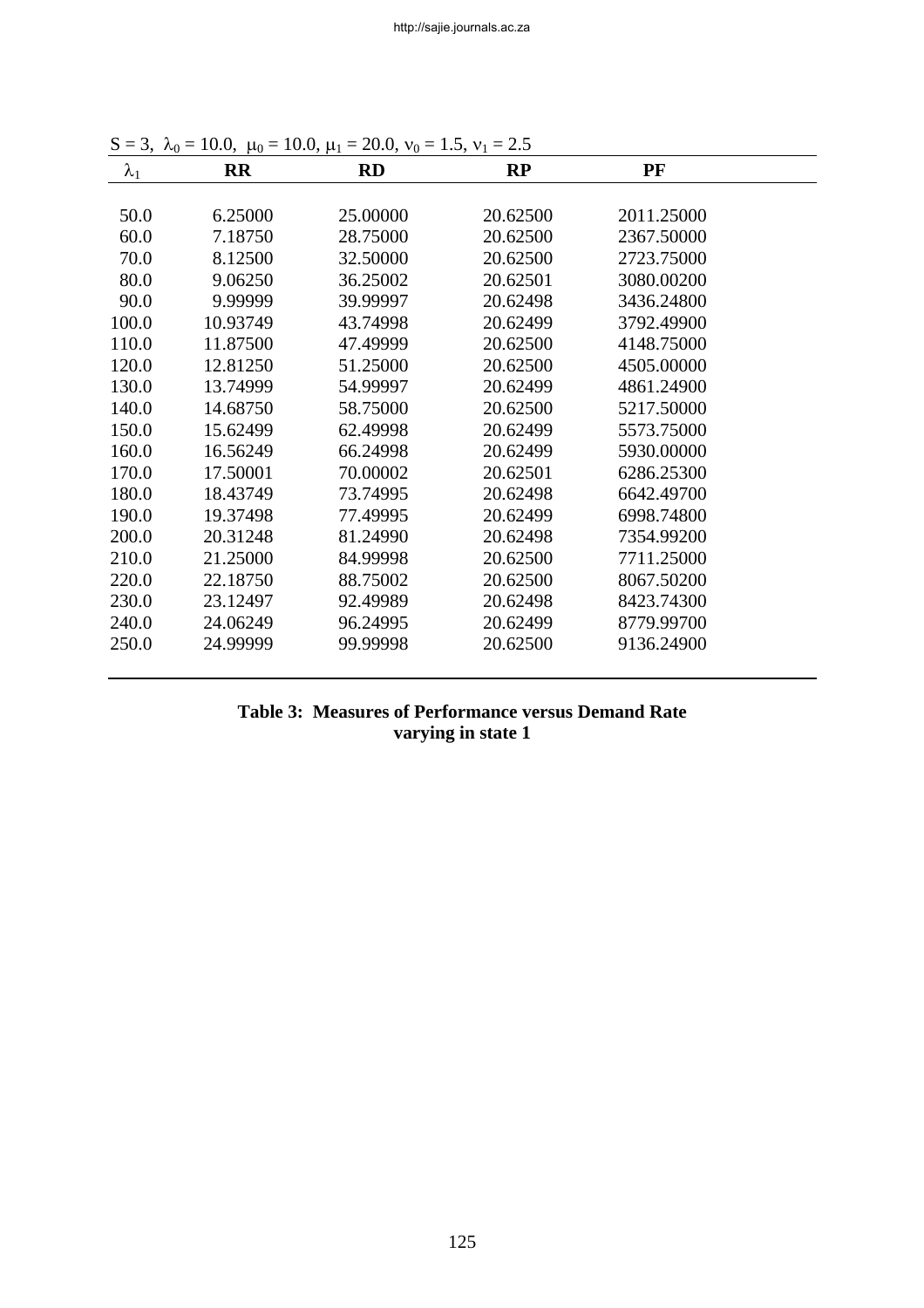$S = 3,\ \lambda_0 = 10.0,\ \mu_0 = 10.0,\ \mu_1 = 20.0,\ \nu_0 = 1.5,\ \nu_1 = 2.5$

| $\lambda_1$ | RR | RD | RP | PF |
|---|---|---|---|---|
| 50.0 | 6.25000 | 25.00000 | 20.62500 | 2011.25000 |
| 60.0 | 7.18750 | 28.75000 | 20.62500 | 2367.50000 |
| 70.0 | 8.12500 | 32.50000 | 20.62500 | 2723.75000 |
| 80.0 | 9.06250 | 36.25002 | 20.62501 | 3080.00200 |
| 90.0 | 9.99999 | 39.99997 | 20.62498 | 3436.24800 |
| 100.0 | 10.93749 | 43.74998 | 20.62499 | 3792.49900 |
| 110.0 | 11.87500 | 47.49999 | 20.62500 | 4148.75000 |
| 120.0 | 12.81250 | 51.25000 | 20.62500 | 4505.00000 |
| 130.0 | 13.74999 | 54.99997 | 20.62499 | 4861.24900 |
| 140.0 | 14.68750 | 58.75000 | 20.62500 | 5217.50000 |
| 150.0 | 15.62499 | 62.49998 | 20.62499 | 5573.75000 |
| 160.0 | 16.56249 | 66.24998 | 20.62499 | 5930.00000 |
| 170.0 | 17.50001 | 70.00002 | 20.62501 | 6286.25300 |
| 180.0 | 18.43749 | 73.74995 | 20.62498 | 6642.49700 |
| 190.0 | 19.37498 | 77.49995 | 20.62499 | 6998.74800 |
| 200.0 | 20.31248 | 81.24990 | 20.62498 | 7354.99200 |
| 210.0 | 21.25000 | 84.99998 | 20.62500 | 7711.25000 |
| 220.0 | 22.18750 | 88.75002 | 20.62500 | 8067.50200 |
| 230.0 | 23.12497 | 92.49989 | 20.62498 | 8423.74300 |
| 240.0 | 24.06249 | 96.24995 | 20.62499 | 8779.99700 |
| 250.0 | 24.99999 | 99.99998 | 20.62500 | 9136.24900 |

**Table 3: Measures of Performance versus Demand Rate varying in state 1**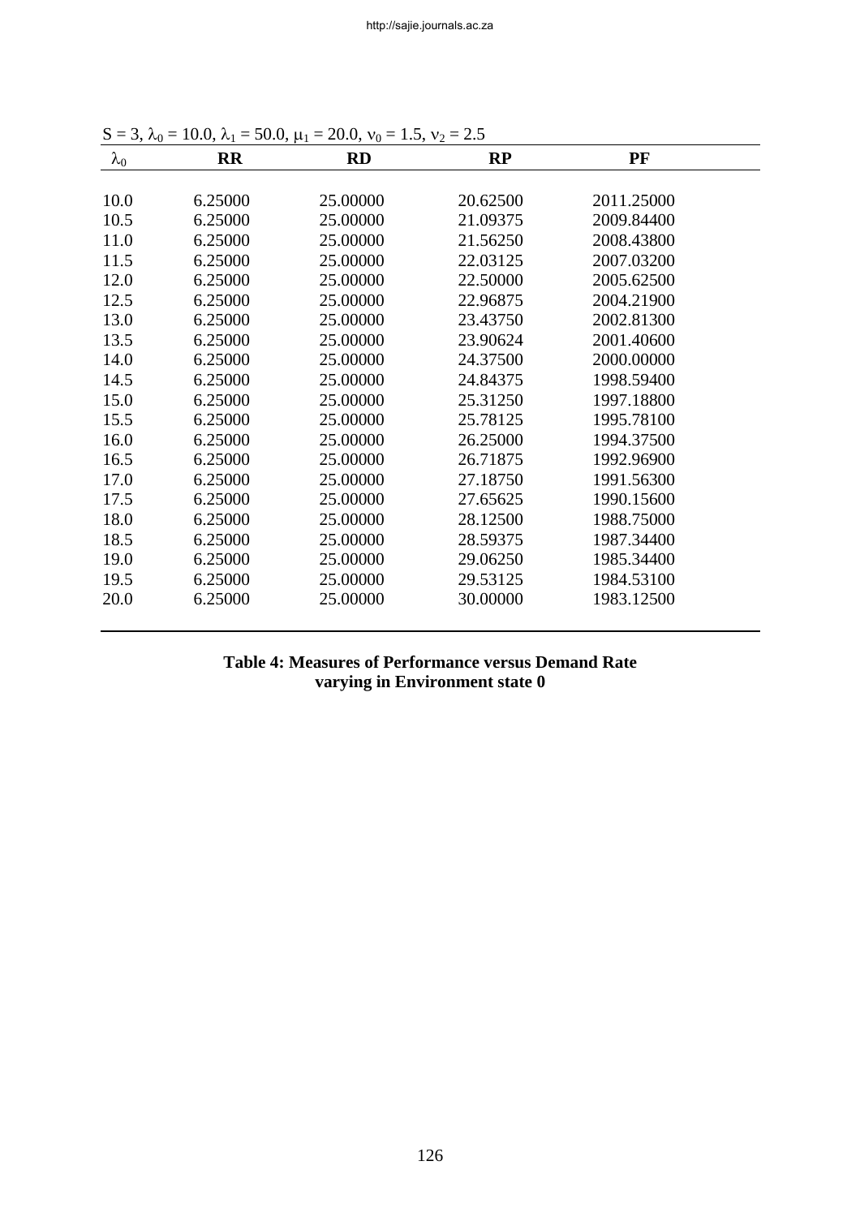$S = 3$, $\lambda_0 = 10.0$, $\lambda_1 = 50.0$, $\mu_1 = 20.0$, $\nu_0 = 1.5$, $\nu_2 = 2.5$

| $\lambda_0$ | **RR** | **RD** | **RP** | **PF** |
|---|---|---|---|---|
| 10.0 | 6.25000 | 25.00000 | 20.62500 | 2011.25000 |
| 10.5 | 6.25000 | 25.00000 | 21.09375 | 2009.84400 |
| 11.0 | 6.25000 | 25.00000 | 21.56250 | 2008.43800 |
| 11.5 | 6.25000 | 25.00000 | 22.03125 | 2007.03200 |
| 12.0 | 6.25000 | 25.00000 | 22.50000 | 2005.62500 |
| 12.5 | 6.25000 | 25.00000 | 22.96875 | 2004.21900 |
| 13.0 | 6.25000 | 25.00000 | 23.43750 | 2002.81300 |
| 13.5 | 6.25000 | 25.00000 | 23.90624 | 2001.40600 |
| 14.0 | 6.25000 | 25.00000 | 24.37500 | 2000.00000 |
| 14.5 | 6.25000 | 25.00000 | 24.84375 | 1998.59400 |
| 15.0 | 6.25000 | 25.00000 | 25.31250 | 1997.18800 |
| 15.5 | 6.25000 | 25.00000 | 25.78125 | 1995.78100 |
| 16.0 | 6.25000 | 25.00000 | 26.25000 | 1994.37500 |
| 16.5 | 6.25000 | 25.00000 | 26.71875 | 1992.96900 |
| 17.0 | 6.25000 | 25.00000 | 27.18750 | 1991.56300 |
| 17.5 | 6.25000 | 25.00000 | 27.65625 | 1990.15600 |
| 18.0 | 6.25000 | 25.00000 | 28.12500 | 1988.75000 |
| 18.5 | 6.25000 | 25.00000 | 28.59375 | 1987.34400 |
| 19.0 | 6.25000 | 25.00000 | 29.06250 | 1985.34400 |
| 19.5 | 6.25000 | 25.00000 | 29.53125 | 1984.53100 |
| 20.0 | 6.25000 | 25.00000 | 30.00000 | 1983.12500 |

**Table 4: Measures of Performance versus Demand Rate varying in Environment state 0**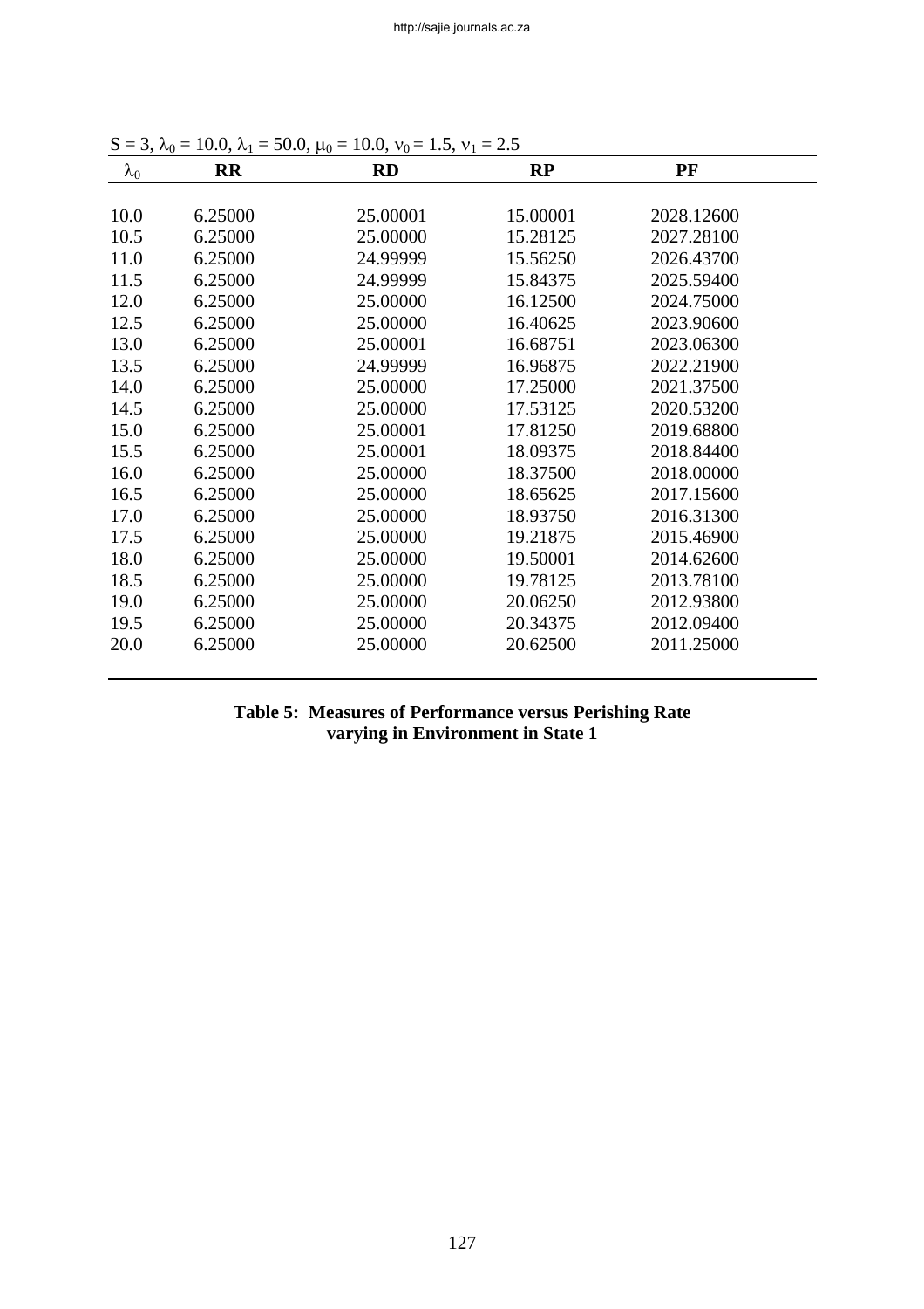$S = 3$, $\lambda_0 = 10.0$, $\lambda_1 = 50.0$, $\mu_0 = 10.0$, $\nu_0 = 1.5$, $\nu_1 = 2.5$

| $\lambda_0$ | **RR** | **RD** | **RP** | **PF** |
|---|---|---|---|---|
| 10.0 | 6.25000 | 25.00001 | 15.00001 | 2028.12600 |
| 10.5 | 6.25000 | 25.00000 | 15.28125 | 2027.28100 |
| 11.0 | 6.25000 | 24.99999 | 15.56250 | 2026.43700 |
| 11.5 | 6.25000 | 24.99999 | 15.84375 | 2025.59400 |
| 12.0 | 6.25000 | 25.00000 | 16.12500 | 2024.75000 |
| 12.5 | 6.25000 | 25.00000 | 16.40625 | 2023.90600 |
| 13.0 | 6.25000 | 25.00001 | 16.68751 | 2023.06300 |
| 13.5 | 6.25000 | 24.99999 | 16.96875 | 2022.21900 |
| 14.0 | 6.25000 | 25.00000 | 17.25000 | 2021.37500 |
| 14.5 | 6.25000 | 25.00000 | 17.53125 | 2020.53200 |
| 15.0 | 6.25000 | 25.00001 | 17.81250 | 2019.68800 |
| 15.5 | 6.25000 | 25.00001 | 18.09375 | 2018.84400 |
| 16.0 | 6.25000 | 25.00000 | 18.37500 | 2018.00000 |
| 16.5 | 6.25000 | 25.00000 | 18.65625 | 2017.15600 |
| 17.0 | 6.25000 | 25.00000 | 18.93750 | 2016.31300 |
| 17.5 | 6.25000 | 25.00000 | 19.21875 | 2015.46900 |
| 18.0 | 6.25000 | 25.00000 | 19.50001 | 2014.62600 |
| 18.5 | 6.25000 | 25.00000 | 19.78125 | 2013.78100 |
| 19.0 | 6.25000 | 25.00000 | 20.06250 | 2012.93800 |
| 19.5 | 6.25000 | 25.00000 | 20.34375 | 2012.09400 |
| 20.0 | 6.25000 | 25.00000 | 20.62500 | 2011.25000 |

**Table 5: Measures of Performance versus Perishing Rate varying in Environment in State 1**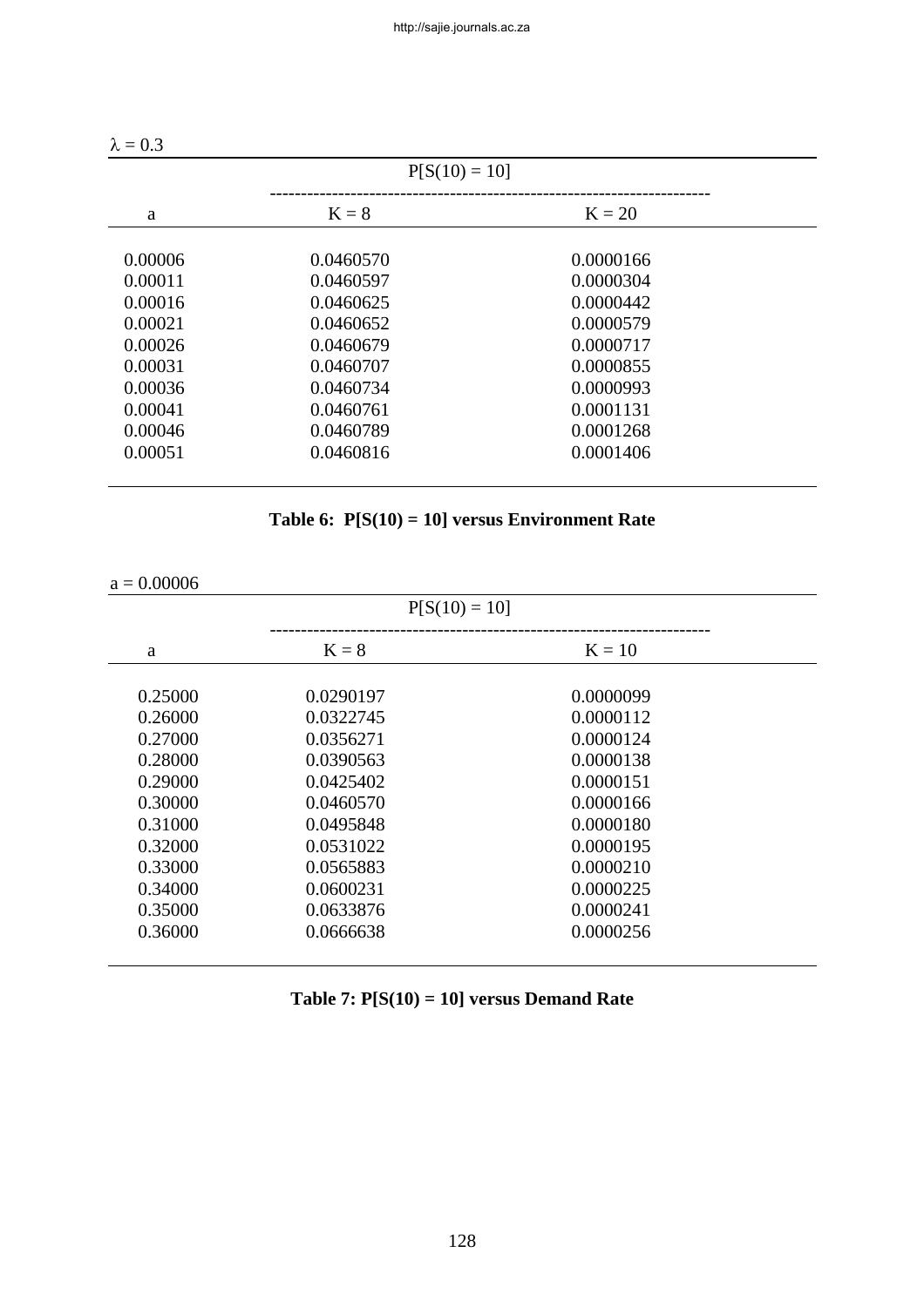$\lambda = 0.3$

| a | P[S(10) = 10] | |
|---|---|---|
| | K = 8 | K = 20 |
| 0.00006 | 0.0460570 | 0.0000166 |
| 0.00011 | 0.0460597 | 0.0000304 |
| 0.00016 | 0.0460625 | 0.0000442 |
| 0.00021 | 0.0460652 | 0.0000579 |
| 0.00026 | 0.0460679 | 0.0000717 |
| 0.00031 | 0.0460707 | 0.0000855 |
| 0.00036 | 0.0460734 | 0.0000993 |
| 0.00041 | 0.0460761 | 0.0001131 |
| 0.00046 | 0.0460789 | 0.0001268 |
| 0.00051 | 0.0460816 | 0.0001406 |

**Table 6: P[S(10) = 10] versus Environment Rate**

$a = 0.00006$

| a | P[S(10) = 10] | |
|---|---|---|
| | K = 8 | K = 10 |
| 0.25000 | 0.0290197 | 0.0000099 |
| 0.26000 | 0.0322745 | 0.0000112 |
| 0.27000 | 0.0356271 | 0.0000124 |
| 0.28000 | 0.0390563 | 0.0000138 |
| 0.29000 | 0.0425402 | 0.0000151 |
| 0.30000 | 0.0460570 | 0.0000166 |
| 0.31000 | 0.0495848 | 0.0000180 |
| 0.32000 | 0.0531022 | 0.0000195 |
| 0.33000 | 0.0565883 | 0.0000210 |
| 0.34000 | 0.0600231 | 0.0000225 |
| 0.35000 | 0.0633876 | 0.0000241 |
| 0.36000 | 0.0666638 | 0.0000256 |

**Table 7: P[S(10) = 10] versus Demand Rate**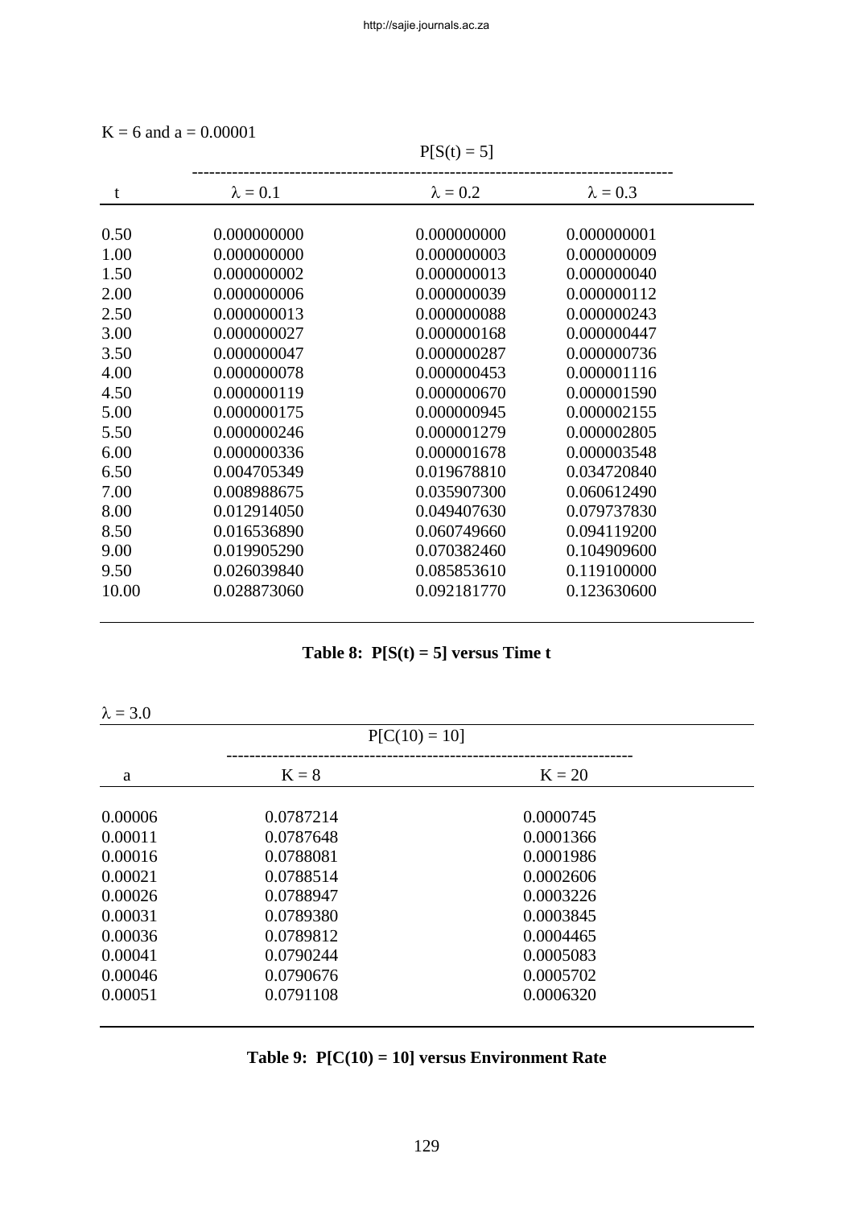$K = 6$ and $a = 0.00001$

| t | $P[S(t) = 5]$ | | |
|---|---|---|---|
| | $\lambda = 0.1$ | $\lambda = 0.2$ | $\lambda = 0.3$ |
| 0.50 | 0.000000000 | 0.000000000 | 0.000000001 |
| 1.00 | 0.000000000 | 0.000000003 | 0.000000009 |
| 1.50 | 0.000000002 | 0.000000013 | 0.000000040 |
| 2.00 | 0.000000006 | 0.000000039 | 0.000000112 |
| 2.50 | 0.000000013 | 0.000000088 | 0.000000243 |
| 3.00 | 0.000000027 | 0.000000168 | 0.000000447 |
| 3.50 | 0.000000047 | 0.000000287 | 0.000000736 |
| 4.00 | 0.000000078 | 0.000000453 | 0.000001116 |
| 4.50 | 0.000000119 | 0.000000670 | 0.000001590 |
| 5.00 | 0.000000175 | 0.000000945 | 0.000002155 |
| 5.50 | 0.000000246 | 0.000001279 | 0.000002805 |
| 6.00 | 0.000000336 | 0.000001678 | 0.000003548 |
| 6.50 | 0.004705349 | 0.019678810 | 0.034720840 |
| 7.00 | 0.008988675 | 0.035907300 | 0.060612490 |
| 8.00 | 0.012914050 | 0.049407630 | 0.079737830 |
| 8.50 | 0.016536890 | 0.060749660 | 0.094119200 |
| 9.00 | 0.019905290 | 0.070382460 | 0.104909600 |
| 9.50 | 0.026039840 | 0.085853610 | 0.119100000 |
| 10.00 | 0.028873060 | 0.092181770 | 0.123630600 |

**Table 8: $P[S(t) = 5]$ versus Time t**

$\lambda = 3.0$

| a | $P[C(10) = 10]$ | |
|---|---|---|
| | $K = 8$ | $K = 20$ |
| 0.00006 | 0.0787214 | 0.0000745 |
| 0.00011 | 0.0787648 | 0.0001366 |
| 0.00016 | 0.0788081 | 0.0001986 |
| 0.00021 | 0.0788514 | 0.0002606 |
| 0.00026 | 0.0788947 | 0.0003226 |
| 0.00031 | 0.0789380 | 0.0003845 |
| 0.00036 | 0.0789812 | 0.0004465 |
| 0.00041 | 0.0790244 | 0.0005083 |
| 0.00046 | 0.0790676 | 0.0005702 |
| 0.00051 | 0.0791108 | 0.0006320 |

**Table 9: $P[C(10) = 10]$ versus Environment Rate**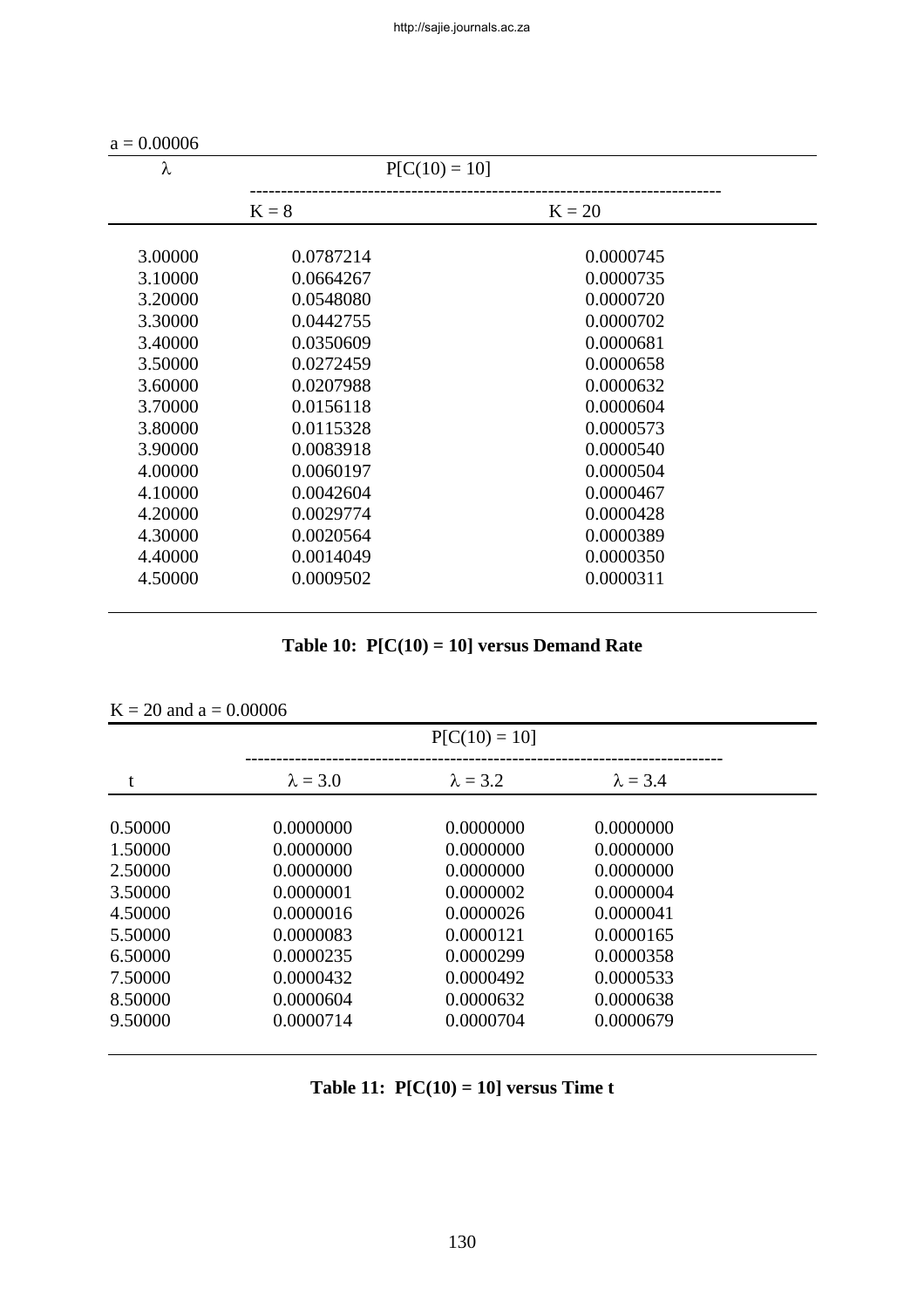$a = 0.00006$

| $\lambda$ | $P[C(10) = 10]$ | |
|---|---|---|
| | $K = 8$ | $K = 20$ |
| 3.00000 | 0.0787214 | 0.0000745 |
| 3.10000 | 0.0664267 | 0.0000735 |
| 3.20000 | 0.0548080 | 0.0000720 |
| 3.30000 | 0.0442755 | 0.0000702 |
| 3.40000 | 0.0350609 | 0.0000681 |
| 3.50000 | 0.0272459 | 0.0000658 |
| 3.60000 | 0.0207988 | 0.0000632 |
| 3.70000 | 0.0156118 | 0.0000604 |
| 3.80000 | 0.0115328 | 0.0000573 |
| 3.90000 | 0.0083918 | 0.0000540 |
| 4.00000 | 0.0060197 | 0.0000504 |
| 4.10000 | 0.0042604 | 0.0000467 |
| 4.20000 | 0.0029774 | 0.0000428 |
| 4.30000 | 0.0020564 | 0.0000389 |
| 4.40000 | 0.0014049 | 0.0000350 |
| 4.50000 | 0.0009502 | 0.0000311 |

**Table 10: P[C(10) = 10] versus Demand Rate**

$K = 20$ and $a = 0.00006$

| t | $P[C(10) = 10]$ | | |
|---|---|---|---|
| | $\lambda = 3.0$ | $\lambda = 3.2$ | $\lambda = 3.4$ |
| 0.50000 | 0.0000000 | 0.0000000 | 0.0000000 |
| 1.50000 | 0.0000000 | 0.0000000 | 0.0000000 |
| 2.50000 | 0.0000000 | 0.0000000 | 0.0000000 |
| 3.50000 | 0.0000001 | 0.0000002 | 0.0000004 |
| 4.50000 | 0.0000016 | 0.0000026 | 0.0000041 |
| 5.50000 | 0.0000083 | 0.0000121 | 0.0000165 |
| 6.50000 | 0.0000235 | 0.0000299 | 0.0000358 |
| 7.50000 | 0.0000432 | 0.0000492 | 0.0000533 |
| 8.50000 | 0.0000604 | 0.0000632 | 0.0000638 |
| 9.50000 | 0.0000714 | 0.0000704 | 0.0000679 |

**Table 11: P[C(10) = 10] versus Time t**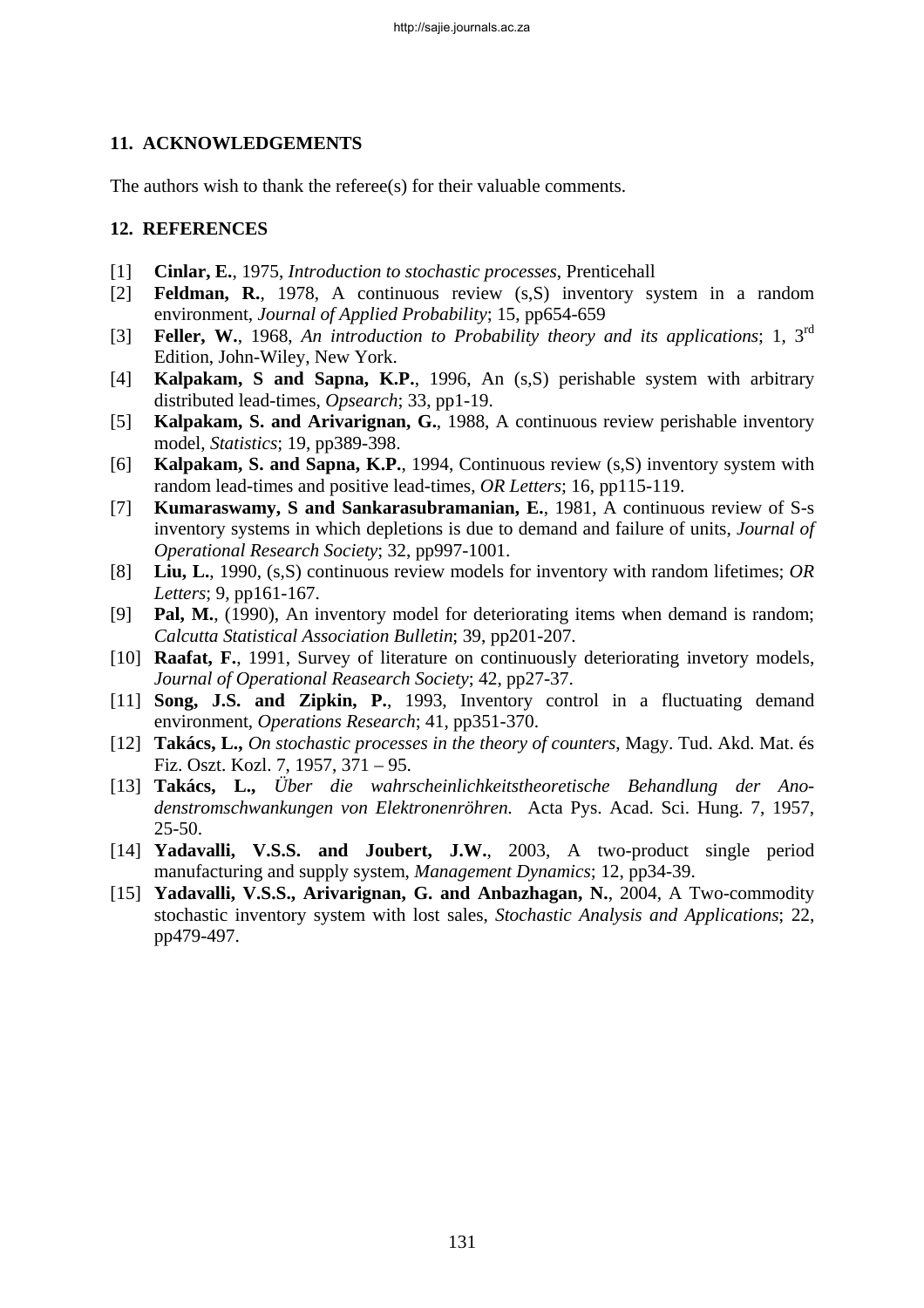## 11. ACKNOWLEDGEMENTS

The authors wish to thank the referee(s) for their valuable comments.

## 12. REFERENCES

[1] **Cinlar, E.**, 1975, *Introduction to stochastic processes*, Prenticehall

[2] **Feldman, R.**, 1978, A continuous review (s,S) inventory system in a random environment, *Journal of Applied Probability*; 15, pp654-659

[3] **Feller, W.**, 1968, *An introduction to Probability theory and its applications*; 1, 3rd Edition, John-Wiley, New York.

[4] **Kalpakam, S and Sapna, K.P.**, 1996, An (s,S) perishable system with arbitrary distributed lead-times, *Opsearch*; 33, pp1-19.

[5] **Kalpakam, S. and Arivarignan, G.**, 1988, A continuous review perishable inventory model, *Statistics*; 19, pp389-398.

[6] **Kalpakam, S. and Sapna, K.P.**, 1994, Continuous review (s,S) inventory system with random lead-times and positive lead-times, *OR Letters*; 16, pp115-119.

[7] **Kumaraswamy, S and Sankarasubramanian, E.**, 1981, A continuous review of S-s inventory systems in which depletions is due to demand and failure of units, *Journal of Operational Research Society*; 32, pp997-1001.

[8] **Liu, L.**, 1990, (s,S) continuous review models for inventory with random lifetimes; *OR Letters*; 9, pp161-167.

[9] **Pal, M.**, (1990), An inventory model for deteriorating items when demand is random; *Calcutta Statistical Association Bulletin*; 39, pp201-207.

[10] **Raafat, F.**, 1991, Survey of literature on continuously deteriorating invetory models, *Journal of Operational Reasearch Society*; 42, pp27-37.

[11] **Song, J.S. and Zipkin, P.**, 1993, Inventory control in a fluctuating demand environment, *Operations Research*; 41, pp351-370.

[12] **Takács, L.,** *On stochastic processes in the theory of counters*, Magy. Tud. Akd. Mat. és Fiz. Oszt. Kozl. 7, 1957, 371 – 95.

[13] **Takács, L.,** *Über die wahrscheinlichkeitstheoretische Behandlung der Anodenstromschwankungen von Elektronenröhren.* Acta Pys. Acad. Sci. Hung. 7, 1957, 25-50.

[14] **Yadavalli, V.S.S. and Joubert, J.W.**, 2003, A two-product single period manufacturing and supply system, *Management Dynamics*; 12, pp34-39.

[15] **Yadavalli, V.S.S., Arivarignan, G. and Anbazhagan, N.**, 2004, A Two-commodity stochastic inventory system with lost sales, *Stochastic Analysis and Applications*; 22, pp479-497.